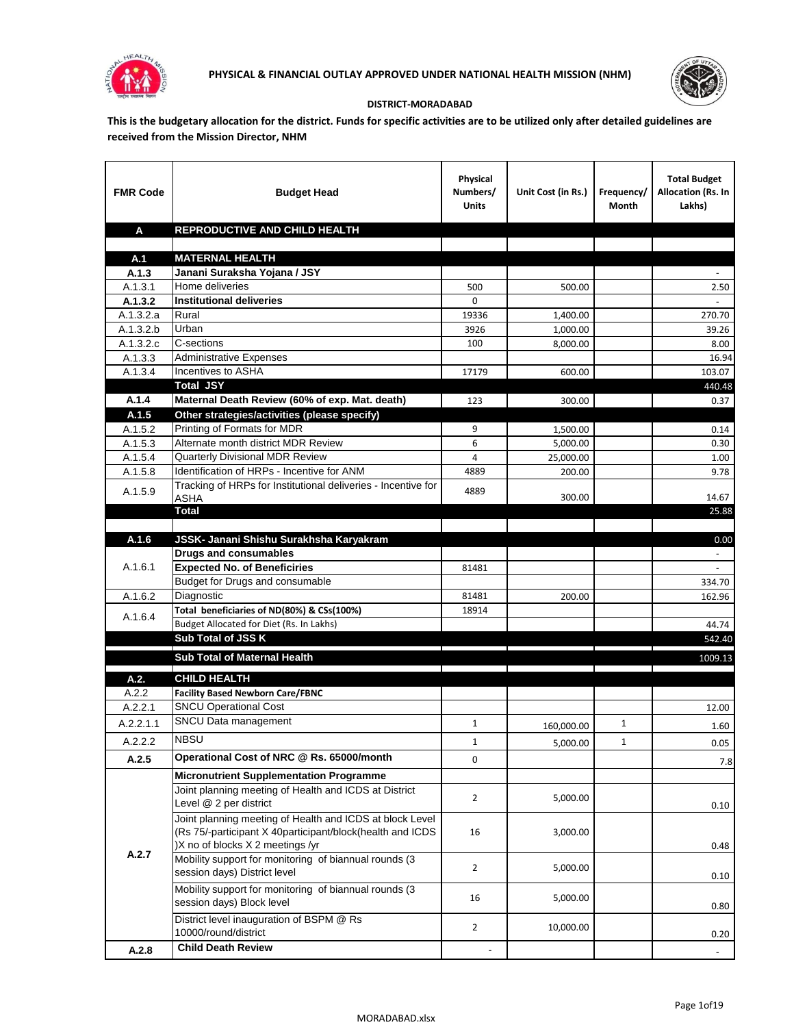**PHYSICAL & FINANCIAL OUTLAY APPROVED UNDER NATIONAL HEALTH MISSION (NHM)**

**DISTRICT-MORADABAD**

**This is the budgetary allocation for the district. Funds for specific activities are to be utilized only after detailed guidelines are received from the Mission Director, NHM**

| FMR Code | Budget Head | Physical Numbers/ Units | Unit Cost (in Rs.) | Frequency/ Month | Total Budget Allocation (Rs. In Lakhs) |
|---|---|---|---|---|---|
| **A** | **REPRODUCTIVE AND CHILD HEALTH** | | | | |
| | | | | | |
| **A.1** | **MATERNAL HEALTH** | | | | |
| **A.1.3** | **Janani Suraksha Yojana / JSY** | | | | - |
| A.1.3.1 | Home deliveries | 500 | 500.00 | | 2.50 |
| **A.1.3.2** | **Institutional deliveries** | 0 | | | - |
| A.1.3.2.a | Rural | 19336 | 1,400.00 | | 270.70 |
| A.1.3.2.b | Urban | 3926 | 1,000.00 | | 39.26 |
| A.1.3.2.c | C-sections | 100 | 8,000.00 | | 8.00 |
| A.1.3.3 | Administrative Expenses | | | | 16.94 |
| A.1.3.4 | Incentives to ASHA | 17179 | 600.00 | | 103.07 |
| | **Total JSY** | | | | 440.48 |
| **A.1.4** | **Maternal Death Review (60% of exp. Mat. death)** | 123 | 300.00 | | 0.37 |
| **A.1.5** | **Other strategies/activities (please specify)** | | | | |
| A.1.5.2 | Printing of Formats for MDR | 9 | 1,500.00 | | 0.14 |
| A.1.5.3 | Alternate month district MDR Review | 6 | 5,000.00 | | 0.30 |
| A.1.5.4 | Quarterly Divisional MDR Review | 4 | 25,000.00 | | 1.00 |
| A.1.5.8 | Identification of HRPs - Incentive for ANM | 4889 | 200.00 | | 9.78 |
| A.1.5.9 | Tracking of HRPs for Institutional deliveries - Incentive for ASHA | 4889 | 300.00 | | 14.67 |
| | **Total** | | | | 25.88 |
| | | | | | |
| **A.1.6** | **JSSK- Janani Shishu Surakhsha Karyakram** | | | | 0.00 |
| A.1.6.1 | **Drugs and consumables** | | | | - |
| | **Expected No. of Beneficiries** | 81481 | | | - |
| | Budget for Drugs and consumable | | | | 334.70 |
| A.1.6.2 | Diagnostic | 81481 | 200.00 | | 162.96 |
| A.1.6.4 | **Total beneficiaries of ND(80%) & CSs(100%)** | 18914 | | | |
| | Budget Allocated for Diet (Rs. In Lakhs) | | | | 44.74 |
| | **Sub Total of JSS K** | | | | 542.40 |
| | **Sub Total of Maternal Health** | | | | 1009.13 |
| **A.2.** | **CHILD HEALTH** | | | | |
| A.2.2 | **Facility Based Newborn Care/FBNC** | | | | |
| A.2.2.1 | SNCU Operational Cost | | | | 12.00 |
| A.2.2.1.1 | SNCU Data management | 1 | 160,000.00 | 1 | 1.60 |
| A.2.2.2 | NBSU | 1 | 5,000.00 | 1 | 0.05 |
| **A.2.5** | **Operational Cost of NRC @ Rs. 65000/month** | 0 | | | 7.8 |
| A.2.7 | **Micronutrient Supplementation Programme** | | | | |
| | Joint planning meeting of Health and ICDS at District Level @ 2 per district | 2 | 5,000.00 | | 0.10 |
| | Joint planning meeting of Health and ICDS at block Level (Rs 75/-participant X 40participant/block(health and ICDS )X no of blocks X 2 meetings /yr | 16 | 3,000.00 | | 0.48 |
| | Mobility support for monitoring of biannual rounds (3 session days) District level | 2 | 5,000.00 | | 0.10 |
| | Mobility support for monitoring of biannual rounds (3 session days) Block level | 16 | 5,000.00 | | 0.80 |
| | District level inauguration of BSPM @ Rs 10000/round/district | 2 | 10,000.00 | | 0.20 |
| **A.2.8** | **Child Death Review** | - | | | - |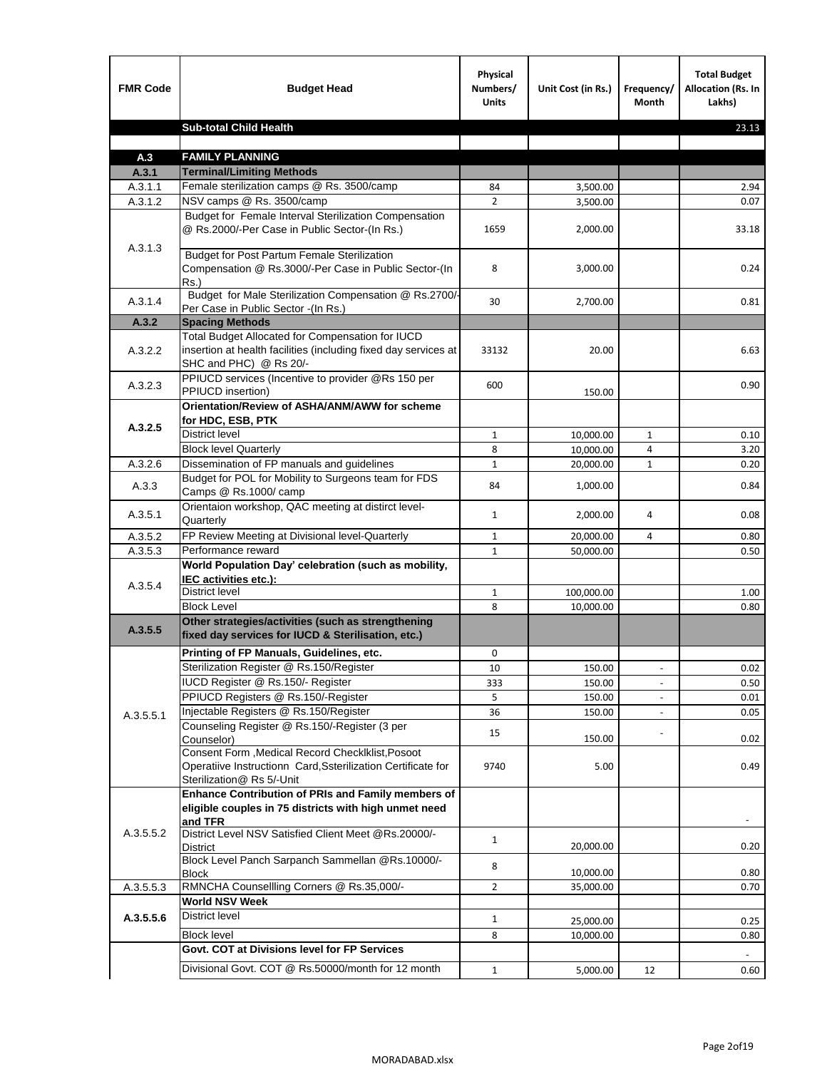| FMR Code | Budget Head | Physical Numbers/ Units | Unit Cost (in Rs.) | Frequency/ Month | Total Budget Allocation (Rs. In Lakhs) |
|---|---|---|---|---|---|
| | **Sub-total Child Health** | | | | 23.13 |
| | | | | | |
| **A.3** | **FAMILY PLANNING** | | | | |
| **A.3.1** | **Terminal/Limiting Methods** | | | | |
| A.3.1.1 | Female sterilization camps @ Rs. 3500/camp | 84 | 3,500.00 | | 2.94 |
| A.3.1.2 | NSV camps @ Rs. 3500/camp | 2 | 3,500.00 | | 0.07 |
| A.3.1.3 | Budget for Female Interval Sterilization Compensation @ Rs.2000/-Per Case in Public Sector-(In Rs.) | 1659 | 2,000.00 | | 33.18 |
| | Budget for Post Partum Female Sterilization Compensation @ Rs.3000/-Per Case in Public Sector-(In Rs.) | 8 | 3,000.00 | | 0.24 |
| A.3.1.4 | Budget for Male Sterilization Compensation @ Rs.2700/-Per Case in Public Sector -(In Rs.) | 30 | 2,700.00 | | 0.81 |
| **A.3.2** | **Spacing Methods** | | | | |
| A.3.2.2 | Total Budget Allocated for Compensation for IUCD insertion at health facilities (including fixed day services at SHC and PHC) @ Rs 20/- | 33132 | 20.00 | | 6.63 |
| A.3.2.3 | PPIUCD services (Incentive to provider @Rs 150 per PPIUCD insertion) | 600 | 150.00 | | 0.90 |
| **A.3.2.5** | **Orientation/Review of ASHA/ANM/AWW for scheme for HDC, ESB, PTK** | | | | |
| | District level | 1 | 10,000.00 | 1 | 0.10 |
| | Block level Quarterly | 8 | 10,000.00 | 4 | 3.20 |
| A.3.2.6 | Dissemination of FP manuals and guidelines | 1 | 20,000.00 | 1 | 0.20 |
| A.3.3 | Budget for POL for Mobility to Surgeons team for FDS Camps @ Rs.1000/ camp | 84 | 1,000.00 | | 0.84 |
| A.3.5.1 | Orientaion workshop, QAC meeting at distirct level-Quarterly | 1 | 2,000.00 | 4 | 0.08 |
| A.3.5.2 | FP Review Meeting at Divisional level-Quarterly | 1 | 20,000.00 | 4 | 0.80 |
| A.3.5.3 | Performance reward | 1 | 50,000.00 | | 0.50 |
| A.3.5.4 | **World Population Day' celebration (such as mobility, IEC activities etc.):** | | | | |
| | District level | 1 | 100,000.00 | | 1.00 |
| | Block Level | 8 | 10,000.00 | | 0.80 |
| **A.3.5.5** | **Other strategies/activities (such as strengthening fixed day services for IUCD & Sterilisation, etc.)** | | | | |
| A.3.5.5.1 | **Printing of FP Manuals, Guidelines, etc.** | 0 | | | |
| | Sterilization Register @ Rs.150/Register | 10 | 150.00 | - | 0.02 |
| | IUCD Register @ Rs.150/- Register | 333 | 150.00 | - | 0.50 |
| | PPIUCD Registers @ Rs.150/-Register | 5 | 150.00 | - | 0.01 |
| | Injectable Registers @ Rs.150/Register | 36 | 150.00 | - | 0.05 |
| | Counseling Register @ Rs.150/-Register (3 per Counselor) | 15 | 150.00 | - | 0.02 |
| | Consent Form ,Medical Record Checklklist,Posoot Operatiive Instructionn Card,Ssterilization Certificate for Sterilization@ Rs 5/-Unit | 9740 | 5.00 | | 0.49 |
| A.3.5.5.2 | **Enhance Contribution of PRIs and Family members of eligible couples in 75 districts with high unmet need and TFR** | | | | - |
| | District Level NSV Satisfied Client Meet @Rs.20000/-District | 1 | 20,000.00 | | 0.20 |
| | Block Level Panch Sarpanch Sammellan @Rs.10000/-Block | 8 | 10,000.00 | | 0.80 |
| A.3.5.5.3 | RMNCHA Counsellling Corners @ Rs.35,000/- | 2 | 35,000.00 | | 0.70 |
| **A.3.5.5.6** | **World NSV Week** | | | | |
| | District level | 1 | 25,000.00 | | 0.25 |
| | Block level | 8 | 10,000.00 | | 0.80 |
| | **Govt. COT at Divisions level for FP Services** | | | | - |
| | Divisional Govt. COT @ Rs.50000/month for 12 month | 1 | 5,000.00 | 12 | 0.60 |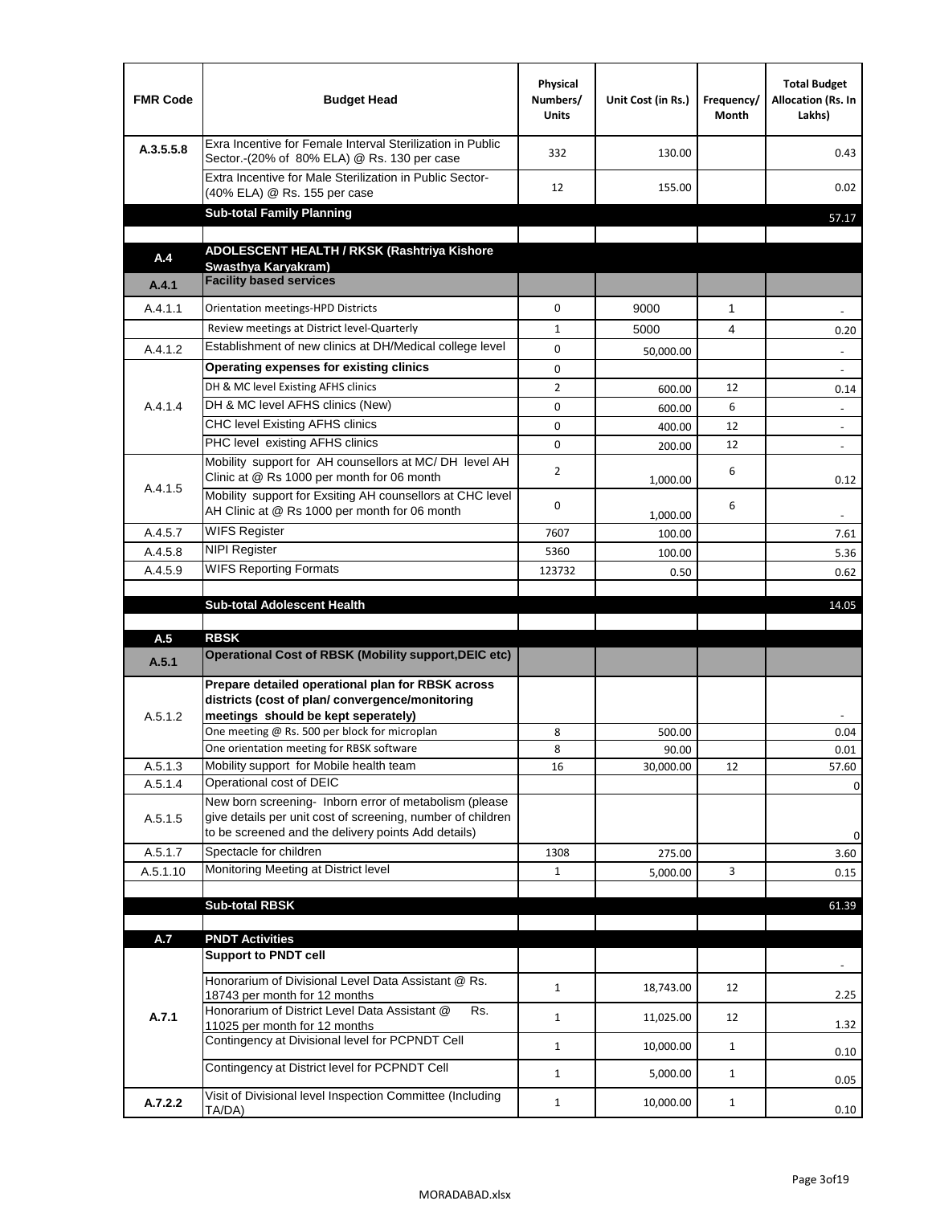| FMR Code | Budget Head | Physical Numbers/ Units | Unit Cost (in Rs.) | Frequency/ Month | Total Budget Allocation (Rs. In Lakhs) |
|---|---|---|---|---|---|
| A.3.5.5.8 | Exra Incentive for Female Interval Sterilization in Public Sector.-(20% of 80% ELA) @ Rs. 130 per case | 332 | 130.00 | | 0.43 |
| | Extra Incentive for Male Sterilization in Public Sector-(40% ELA) @ Rs. 155 per case | 12 | 155.00 | | 0.02 |
| | **Sub-total Family Planning** | | | | 57.17 |
| | | | | | |
| **A.4** | **ADOLESCENT HEALTH / RKSK (Rashtriya Kishore Swasthya Karyakram)** | | | | |
| **A.4.1** | **Facility based services** | | | | |
| A.4.1.1 | Orientation meetings-HPD Districts | 0 | 9000 | 1 | - |
| | Review meetings at District level-Quarterly | 1 | 5000 | 4 | 0.20 |
| A.4.1.2 | Establishment of new clinics at DH/Medical college level | 0 | 50,000.00 | | - |
| A.4.1.4 | **Operating expenses for existing clinics** | 0 | | | - |
| | DH & MC level Existing AFHS clinics | 2 | 600.00 | 12 | 0.14 |
| | DH & MC level AFHS clinics (New) | 0 | 600.00 | 6 | - |
| | CHC level Existing AFHS clinics | 0 | 400.00 | 12 | - |
| | PHC level existing AFHS clinics | 0 | 200.00 | 12 | - |
| A.4.1.5 | Mobility support for AH counsellors at MC/ DH level AH Clinic at @ Rs 1000 per month for 06 month | 2 | 1,000.00 | 6 | 0.12 |
| | Mobility support for Exsiting AH counsellors at CHC level AH Clinic at @ Rs 1000 per month for 06 month | 0 | 1,000.00 | 6 | - |
| A.4.5.7 | WIFS Register | 7607 | 100.00 | | 7.61 |
| A.4.5.8 | NIPI Register | 5360 | 100.00 | | 5.36 |
| A.4.5.9 | WIFS Reporting Formats | 123732 | 0.50 | | 0.62 |
| | | | | | |
| | **Sub-total Adolescent Health** | | | | 14.05 |
| | | | | | |
| **A.5** | **RBSK** | | | | |
| **A.5.1** | **Operational Cost of RBSK (Mobility support,DEIC etc)** | | | | |
| A.5.1.2 | **Prepare detailed operational plan for RBSK across districts (cost of plan/ convergence/monitoring meetings should be kept seperately)** | | | | - |
| | One meeting @ Rs. 500 per block for microplan | 8 | 500.00 | | 0.04 |
| | One orientation meeting for RBSK software | 8 | 90.00 | | 0.01 |
| A.5.1.3 | Mobility support for Mobile health team | 16 | 30,000.00 | 12 | 57.60 |
| A.5.1.4 | Operational cost of DEIC | | | | 0 |
| A.5.1.5 | New born screening- Inborn error of metabolism (please give details per unit cost of screening, number of children to be screened and the delivery points Add details) | | | | 0 |
| A.5.1.7 | Spectacle for children | 1308 | 275.00 | | 3.60 |
| A.5.1.10 | Monitoring Meeting at District level | 1 | 5,000.00 | 3 | 0.15 |
| | | | | | |
| | **Sub-total RBSK** | | | | 61.39 |
| | | | | | |
| **A.7** | **PNDT Activities** | | | | |
| **A.7.1** | **Support to PNDT cell** | | | | - |
| | Honorarium of Divisional Level Data Assistant @ Rs. 18743 per month for 12 months | 1 | 18,743.00 | 12 | 2.25 |
| | Honorarium of District Level Data Assistant @ Rs. 11025 per month for 12 months | 1 | 11,025.00 | 12 | 1.32 |
| | Contingency at Divisional level for PCPNDT Cell | 1 | 10,000.00 | 1 | 0.10 |
| | Contingency at District level for PCPNDT Cell | 1 | 5,000.00 | 1 | 0.05 |
| **A.7.2.2** | Visit of Divisional level Inspection Committee (Including TA/DA) | 1 | 10,000.00 | 1 | 0.10 |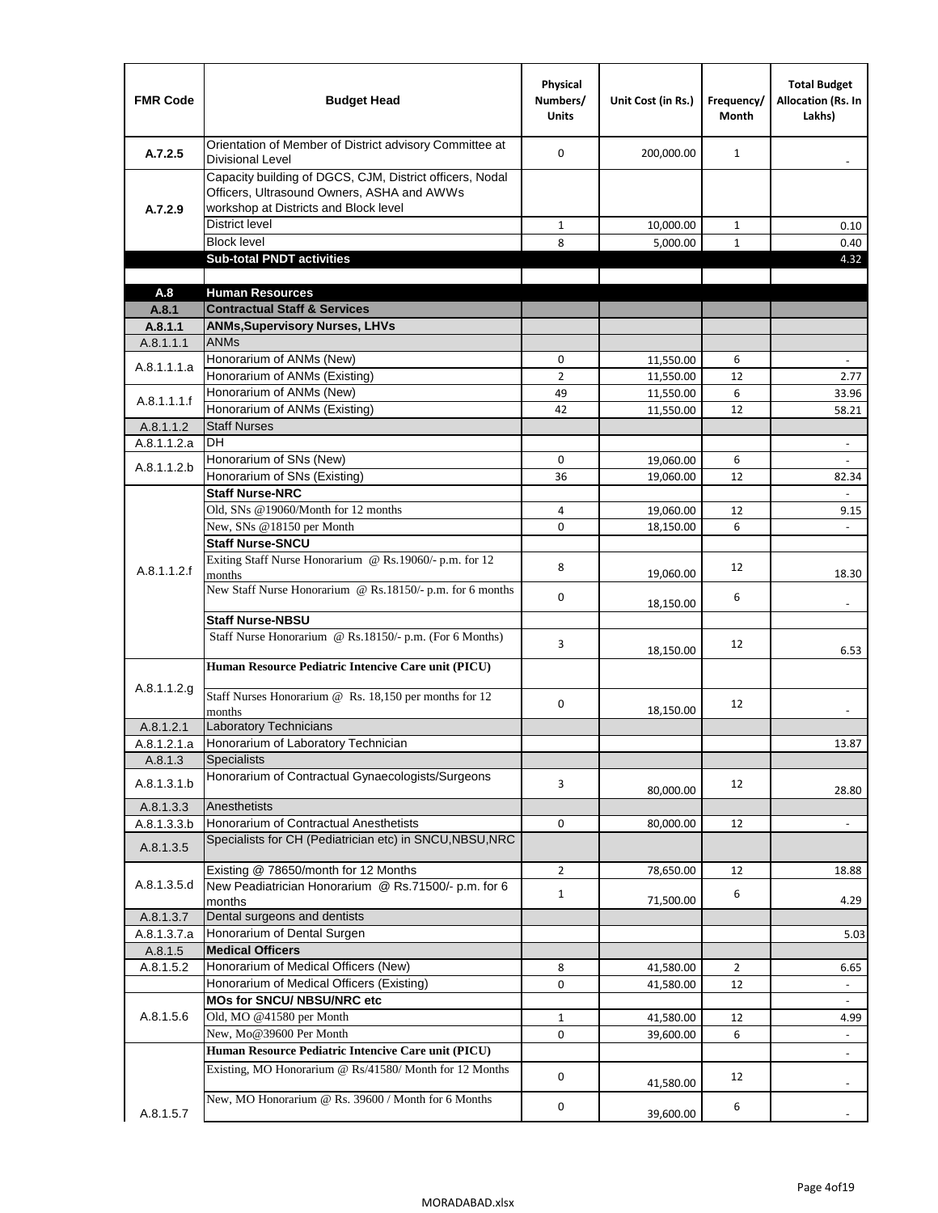| FMR Code | Budget Head | Physical Numbers/ Units | Unit Cost (in Rs.) | Frequency/ Month | Total Budget Allocation (Rs. In Lakhs) |
|---|---|---|---|---|---|
| A.7.2.5 | Orientation of Member of District advisory Committee at Divisional Level | 0 | 200,000.00 | 1 | - |
| A.7.2.9 | Capacity building of DGCS, CJM, District officers, Nodal Officers, Ultrasound Owners, ASHA and AWWs workshop at Districts and Block level | | | | |
| | District level | 1 | 10,000.00 | 1 | 0.10 |
| | Block level | 8 | 5,000.00 | 1 | 0.40 |
| | **Sub-total PNDT activities** | | | | 4.32 |
| | | | | | |
| **A.8** | **Human Resources** | | | | |
| **A.8.1** | **Contractual Staff & Services** | | | | |
| **A.8.1.1** | **ANMs,Supervisory Nurses, LHVs** | | | | |
| A.8.1.1.1 | ANMs | | | | |
| A.8.1.1.1.a | Honorarium of ANMs (New) | 0 | 11,550.00 | 6 | - |
| | Honorarium of ANMs (Existing) | 2 | 11,550.00 | 12 | 2.77 |
| A.8.1.1.1.f | Honorarium of ANMs (New) | 49 | 11,550.00 | 6 | 33.96 |
| | Honorarium of ANMs (Existing) | 42 | 11,550.00 | 12 | 58.21 |
| A.8.1.1.2 | Staff Nurses | | | | |
| A.8.1.1.2.a | DH | | | | - |
| A.8.1.1.2.b | Honorarium of SNs (New) | 0 | 19,060.00 | 6 | - |
| | Honorarium of SNs (Existing) | 36 | 19,060.00 | 12 | 82.34 |
| A.8.1.1.2.f | **Staff Nurse-NRC** | | | | - |
| | Old, SNs @19060/Month for 12 months | 4 | 19,060.00 | 12 | 9.15 |
| | New, SNs @18150 per Month | 0 | 18,150.00 | 6 | - |
| | **Staff Nurse-SNCU** | | | | |
| | Exiting Staff Nurse Honorarium @ Rs.19060/- p.m. for 12 months | 8 | 19,060.00 | 12 | 18.30 |
| | New Staff Nurse Honorarium @ Rs.18150/- p.m. for 6 months | 0 | 18,150.00 | 6 | - |
| | **Staff Nurse-NBSU** | | | | |
| | Staff Nurse Honorarium @ Rs.18150/- p.m. (For 6 Months) | 3 | 18,150.00 | 12 | 6.53 |
| A.8.1.1.2.g | **Human Resource Pediatric Intencive Care unit (PICU)** | | | | |
| | Staff Nurses Honorarium @ Rs. 18,150 per months for 12 months | 0 | 18,150.00 | 12 | - |
| A.8.1.2.1 | Laboratory Technicians | | | | |
| A.8.1.2.1.a | Honorarium of Laboratory Technician | | | | 13.87 |
| A.8.1.3 | Specialists | | | | |
| A.8.1.3.1.b | Honorarium of Contractual Gynaecologists/Surgeons | 3 | 80,000.00 | 12 | 28.80 |
| A.8.1.3.3 | Anesthetists | | | | |
| A.8.1.3.3.b | Honorarium of Contractual Anesthetists | 0 | 80,000.00 | 12 | - |
| A.8.1.3.5 | Specialists for CH (Pediatrician etc) in SNCU,NBSU,NRC | | | | |
| A.8.1.3.5.d | Existing @ 78650/month for 12 Months | 2 | 78,650.00 | 12 | 18.88 |
| | New Peadiatrician Honorarium @ Rs.71500/- p.m. for 6 months | 1 | 71,500.00 | 6 | 4.29 |
| A.8.1.3.7 | Dental surgeons and dentists | | | | |
| A.8.1.3.7.a | Honorarium of Dental Surgen | | | | 5.03 |
| A.8.1.5 | **Medical Officers** | | | | |
| A.8.1.5.2 | Honorarium of Medical Officers (New) | 8 | 41,580.00 | 2 | 6.65 |
| | Honorarium of Medical Officers (Existing) | 0 | 41,580.00 | 12 | - |
| A.8.1.5.6 | **MOs for SNCU/ NBSU/NRC etc** | | | | - |
| | Old, MO @41580 per Month | 1 | 41,580.00 | 12 | 4.99 |
| | New, Mo@39600 Per Month | 0 | 39,600.00 | 6 | - |
| A.8.1.5.7 | **Human Resource Pediatric Intencive Care unit (PICU)** | | | | - |
| | Existing, MO Honorarium @ Rs/41580/ Month for 12 Months | 0 | 41,580.00 | 12 | - |
| | New, MO Honorarium @ Rs. 39600 / Month for 6 Months | 0 | 39,600.00 | 6 | - |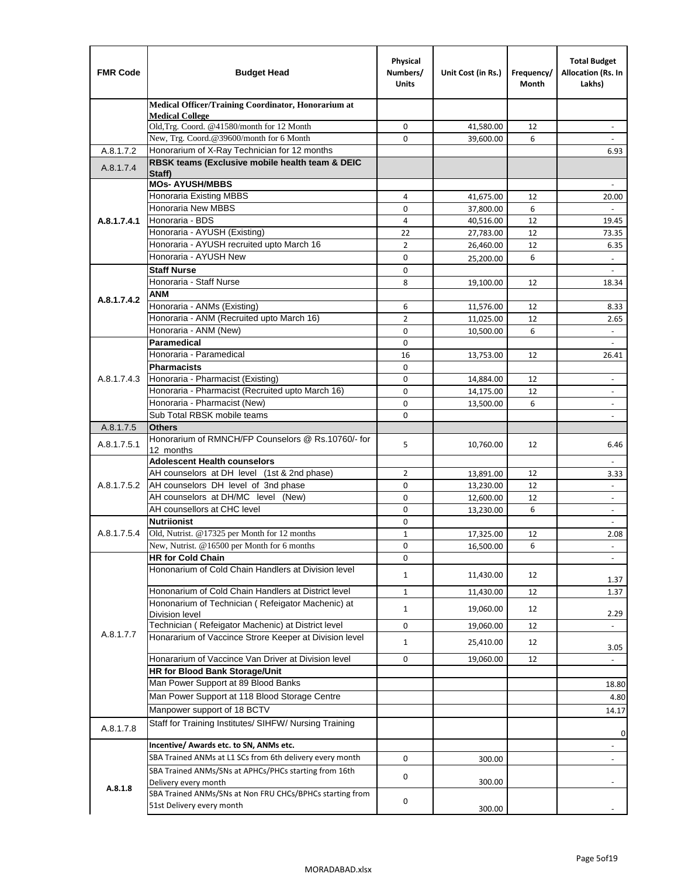| FMR Code | Budget Head | Physical Numbers/ Units | Unit Cost (in Rs.) | Frequency/ Month | Total Budget Allocation (Rs. In Lakhs) |
|---|---|---|---|---|---|
| | **Medical Officer/Training Coordinator, Honorarium at Medical College** | | | | |
| | Old,Trg. Coord. @41580/month for 12 Month | 0 | 41,580.00 | 12 | - |
| | New, Trg. Coord.@39600/month for 6 Month | 0 | 39,600.00 | 6 | - |
| A.8.1.7.2 | Honorarium of X-Ray Technician for 12 months | | | | 6.93 |
| A.8.1.7.4 | **RBSK teams (Exclusive mobile health team & DEIC Staff)** | | | | |
| A.8.1.7.4.1 | **MOs- AYUSH/MBBS** | | | | - |
| | Honoraria Existing MBBS | 4 | 41,675.00 | 12 | 20.00 |
| | Honoraria New MBBS | 0 | 37,800.00 | 6 | - |
| | Honoraria - BDS | 4 | 40,516.00 | 12 | 19.45 |
| | Honoraria - AYUSH (Existing) | 22 | 27,783.00 | 12 | 73.35 |
| | Honoraria - AYUSH recruited upto March 16 | 2 | 26,460.00 | 12 | 6.35 |
| | Honoraria - AYUSH New | 0 | 25,200.00 | 6 | - |
| A.8.1.7.4.2 | **Staff Nurse** | 0 | | | - |
| | Honoraria - Staff Nurse | 8 | 19,100.00 | 12 | 18.34 |
| | **ANM** | | | | |
| | Honoraria - ANMs (Existing) | 6 | 11,576.00 | 12 | 8.33 |
| | Honoraria - ANM (Recruited upto March 16) | 2 | 11,025.00 | 12 | 2.65 |
| | Honoraria - ANM (New) | 0 | 10,500.00 | 6 | - |
| A.8.1.7.4.3 | **Paramedical** | 0 | | | - |
| | Honoraria - Paramedical | 16 | 13,753.00 | 12 | 26.41 |
| | **Pharmacists** | 0 | | | |
| | Honoraria - Pharmacist (Existing) | 0 | 14,884.00 | 12 | - |
| | Honoraria - Pharmacist (Recruited upto March 16) | 0 | 14,175.00 | 12 | - |
| | Honoraria - Pharmacist (New) | 0 | 13,500.00 | 6 | - |
| | Sub Total RBSK mobile teams | 0 | | | - |
| A.8.1.7.5 | **Others** | | | | |
| A.8.1.7.5.1 | Honorarium of RMNCH/FP Counselors @ Rs.10760/- for 12 months | 5 | 10,760.00 | 12 | 6.46 |
| A.8.1.7.5.2 | **Adolescent Health counselors** | | | | - |
| | AH counselors at DH level (1st & 2nd phase) | 2 | 13,891.00 | 12 | 3.33 |
| | AH counselors DH level of 3nd phase | 0 | 13,230.00 | 12 | - |
| | AH counselors at DH/MC level (New) | 0 | 12,600.00 | 12 | - |
| | AH counsellors at CHC level | 0 | 13,230.00 | 6 | - |
| A.8.1.7.5.4 | **Nutriionist** | 0 | | | - |
| | Old, Nutrist. @17325 per Month for 12 months | 1 | 17,325.00 | 12 | 2.08 |
| | New, Nutrist. @16500 per Month for 6 months | 0 | 16,500.00 | 6 | - |
| A.8.1.7.7 | **HR for Cold Chain** | 0 | | | - |
| | Hononarium of Cold Chain Handlers at Division level | 1 | 11,430.00 | 12 | 1.37 |
| | Hononarium of Cold Chain Handlers at District level | 1 | 11,430.00 | 12 | 1.37 |
| | Hononarium of Technician ( Refeigator Machenic) at Division level | 1 | 19,060.00 | 12 | 2.29 |
| | Technician ( Refeigator Machenic) at District level | 0 | 19,060.00 | 12 | - |
| | Honararium of Vaccince Strore Keeper at Division level | 1 | 25,410.00 | 12 | 3.05 |
| | Honararium of Vaccince Van Driver at Division level | 0 | 19,060.00 | 12 | - |
| | **HR for Blood Bank Storage/Unit** | | | | |
| | Man Power Support at 89 Blood Banks | | | | 18.80 |
| | Man Power Support at 118 Blood Storage Centre | | | | 4.80 |
| | Manpower support of 18 BCTV | | | | 14.17 |
| A.8.1.7.8 | Staff for Training Institutes/ SIHFW/ Nursing Training | | | | 0 |
| A.8.1.8 | **Incentive/ Awards etc. to SN, ANMs etc.** | | | | - |
| | SBA Trained ANMs at L1 SCs from 6th delivery every month | 0 | 300.00 | | - |
| | SBA Trained ANMs/SNs at APHCs/PHCs starting from 16th Delivery every month | 0 | 300.00 | | - |
| | SBA Trained ANMs/SNs at Non FRU CHCs/BPHCs starting from 51st Delivery every month | 0 | 300.00 | | - |

MORADABAD.xlsx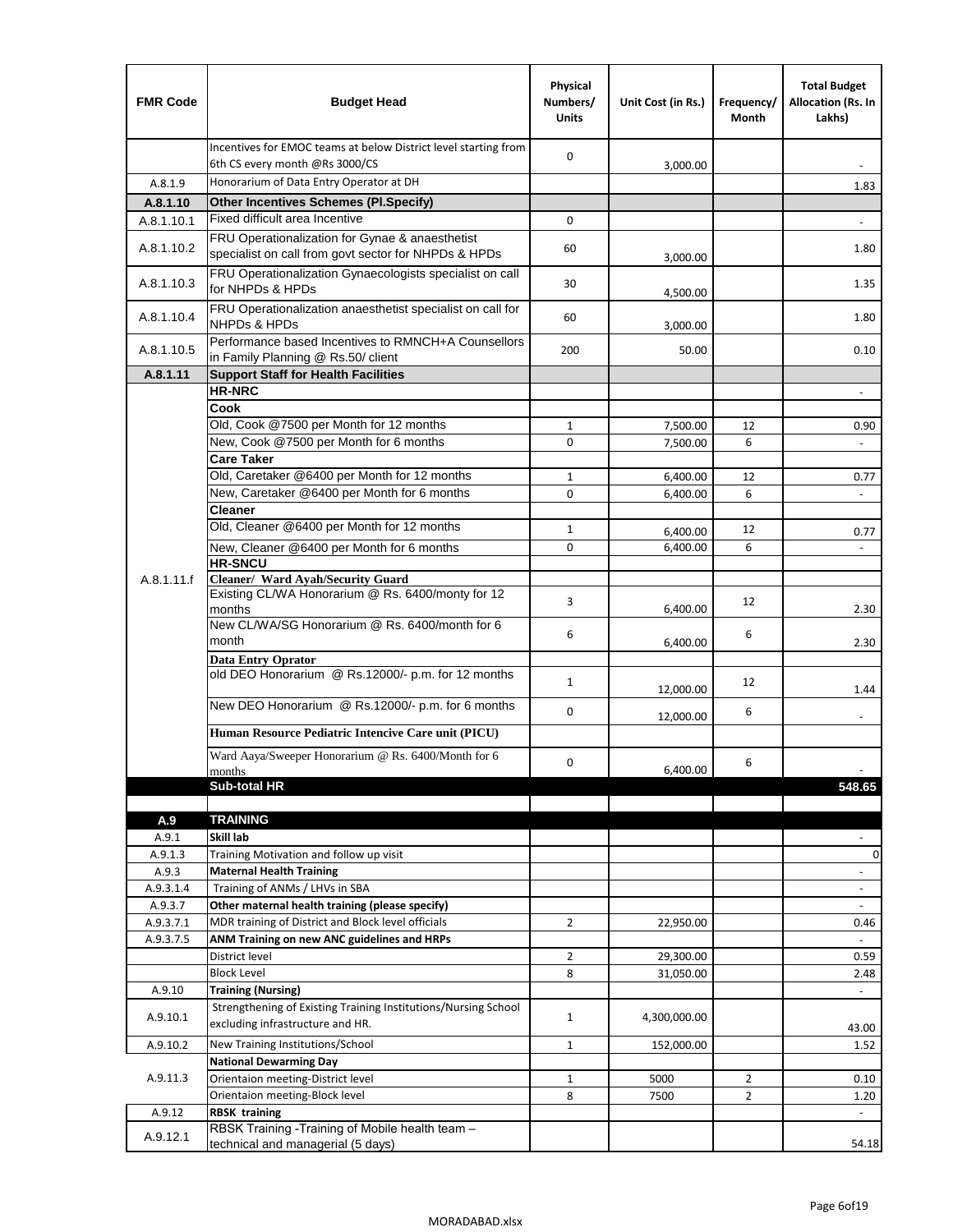| FMR Code | Budget Head | Physical Numbers/ Units | Unit Cost (in Rs.) | Frequency/ Month | Total Budget Allocation (Rs. In Lakhs) |
|---|---|---|---|---|---|
| | Incentives for EMOC teams at below District level starting from 6th CS every month @Rs 3000/CS | 0 | 3,000.00 | | - |
| A.8.1.9 | Honorarium of Data Entry Operator at DH | | | | 1.83 |
| **A.8.1.10** | **Other Incentives Schemes (Pl.Specify)** | | | | |
| A.8.1.10.1 | Fixed difficult area Incentive | 0 | | | - |
| A.8.1.10.2 | FRU Operationalization for Gynae & anaesthetist specialist on call from govt sector for NHPDs & HPDs | 60 | 3,000.00 | | 1.80 |
| A.8.1.10.3 | FRU Operationalization Gynaecologists specialist on call for NHPDs & HPDs | 30 | 4,500.00 | | 1.35 |
| A.8.1.10.4 | FRU Operationalization anaesthetist specialist on call for NHPDs & HPDs | 60 | 3,000.00 | | 1.80 |
| A.8.1.10.5 | Performance based Incentives to RMNCH+A Counsellors in Family Planning @ Rs.50/ client | 200 | 50.00 | | 0.10 |
| **A.8.1.11** | **Support Staff for Health Facilities** | | | | |
| A.8.1.11.f | **HR-NRC** | | | | - |
| | **Cook** | | | | |
| | Old, Cook @7500 per Month for 12 months | 1 | 7,500.00 | 12 | 0.90 |
| | New, Cook @7500 per Month for 6 months | 0 | 7,500.00 | 6 | - |
| | **Care Taker** | | | | |
| | Old, Caretaker @6400 per Month for 12 months | 1 | 6,400.00 | 12 | 0.77 |
| | New, Caretaker @6400 per Month for 6 months | 0 | 6,400.00 | 6 | - |
| | **Cleaner** | | | | |
| | Old, Cleaner @6400 per Month for 12 months | 1 | 6,400.00 | 12 | 0.77 |
| | New, Cleaner @6400 per Month for 6 months | 0 | 6,400.00 | 6 | - |
| | **HR-SNCU** | | | | |
| | **Cleaner/ Ward Ayah/Security Guard** | | | | |
| | Existing CL/WA Honorarium @ Rs. 6400/monty for 12 months | 3 | 6,400.00 | 12 | 2.30 |
| | New CL/WA/SG Honorarium @ Rs. 6400/month for 6 month | 6 | 6,400.00 | 6 | 2.30 |
| | **Data Entry Oprator** | | | | |
| | old DEO Honorarium @ Rs.12000/- p.m. for 12 months | 1 | 12,000.00 | 12 | 1.44 |
| | New DEO Honorarium @ Rs.12000/- p.m. for 6 months | 0 | 12,000.00 | 6 | - |
| | **Human Resource Pediatric Intencive Care unit (PICU)** | | | | |
| | Ward Aaya/Sweeper Honorarium @ Rs. 6400/Month for 6 months | 0 | 6,400.00 | 6 | - |
| | **Sub-total HR** | | | | **548.65** |
| | | | | | |
| **A.9** | **TRAINING** | | | | |
| A.9.1 | **Skill lab** | | | | - |
| A.9.1.3 | Training Motivation and follow up visit | | | | 0 |
| A.9.3 | **Maternal Health Training** | | | | - |
| A.9.3.1.4 | Training of ANMs / LHVs in SBA | | | | - |
| A.9.3.7 | **Other maternal health training (please specify)** | | | | - |
| A.9.3.7.1 | MDR training of District and Block level officials | 2 | 22,950.00 | | 0.46 |
| A.9.3.7.5 | **ANM Training on new ANC guidelines and HRPs** | | | | - |
| | District level | 2 | 29,300.00 | | 0.59 |
| | Block Level | 8 | 31,050.00 | | 2.48 |
| A.9.10 | **Training (Nursing)** | | | | - |
| A.9.10.1 | Strengthening of Existing Training Institutions/Nursing School excluding infrastructure and HR. | 1 | 4,300,000.00 | | 43.00 |
| A.9.10.2 | New Training Institutions/School | 1 | 152,000.00 | | 1.52 |
| A.9.11.3 | **National Dewarming Day** | | | | |
| | Orientaion meeting-District level | 1 | 5000 | 2 | 0.10 |
| | Orientaion meeting-Block level | 8 | 7500 | 2 | 1.20 |
| A.9.12 | **RBSK training** | | | | - |
| A.9.12.1 | RBSK Training -Training of Mobile health team – technical and managerial (5 days) | | | | 54.18 |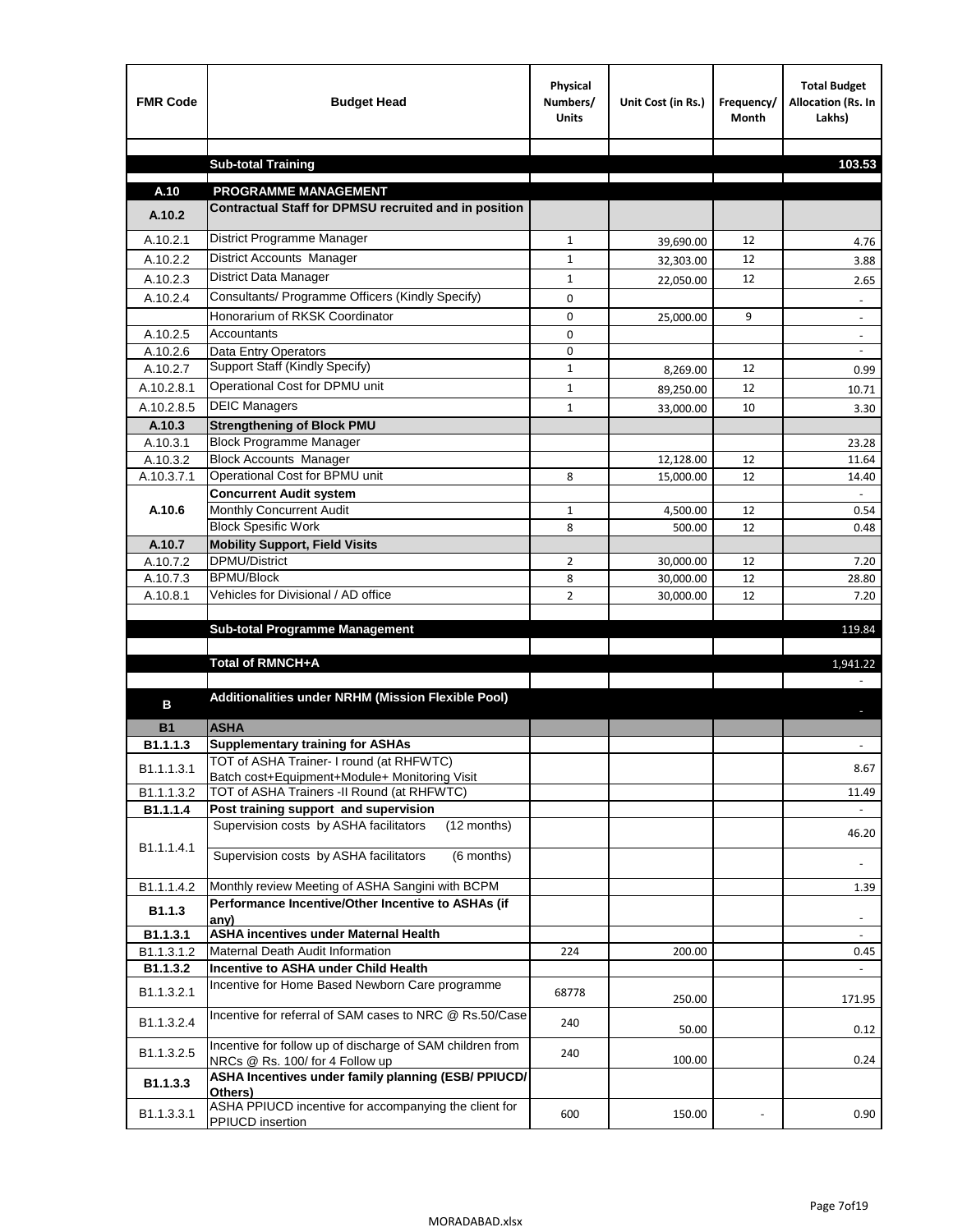| FMR Code | Budget Head | Physical Numbers/ Units | Unit Cost (in Rs.) | Frequency/ Month | Total Budget Allocation (Rs. In Lakhs) |
|---|---|---|---|---|---|
| | | | | | |
| | **Sub-total Training** | | | | **103.53** |
| **A.10** | **PROGRAMME MANAGEMENT** | | | | |
| **A.10.2** | **Contractual Staff for DPMSU recruited and in position** | | | | |
| A.10.2.1 | District Programme Manager | 1 | 39,690.00 | 12 | 4.76 |
| A.10.2.2 | District Accounts Manager | 1 | 32,303.00 | 12 | 3.88 |
| A.10.2.3 | District Data Manager | 1 | 22,050.00 | 12 | 2.65 |
| A.10.2.4 | Consultants/ Programme Officers (Kindly Specify) | 0 | | | - |
| | Honorarium of RKSK Coordinator | 0 | 25,000.00 | 9 | - |
| A.10.2.5 | Accountants | 0 | | | - |
| A.10.2.6 | Data Entry Operators | 0 | | | - |
| A.10.2.7 | Support Staff (Kindly Specify) | 1 | 8,269.00 | 12 | 0.99 |
| A.10.2.8.1 | Operational Cost for DPMU unit | 1 | 89,250.00 | 12 | 10.71 |
| A.10.2.8.5 | DEIC Managers | 1 | 33,000.00 | 10 | 3.30 |
| **A.10.3** | **Strengthening of Block PMU** | | | | |
| A.10.3.1 | Block Programme Manager | | | | 23.28 |
| A.10.3.2 | Block Accounts Manager | | 12,128.00 | 12 | 11.64 |
| A.10.3.7.1 | Operational Cost for BPMU unit | 8 | 15,000.00 | 12 | 14.40 |
| **A.10.6** | **Concurrent Audit system** | | | | - |
| | Monthly Concurrent Audit | 1 | 4,500.00 | 12 | 0.54 |
| | Block Spesific Work | 8 | 500.00 | 12 | 0.48 |
| **A.10.7** | **Mobility Support, Field Visits** | | | | |
| A.10.7.2 | DPMU/District | 2 | 30,000.00 | 12 | 7.20 |
| A.10.7.3 | BPMU/Block | 8 | 30,000.00 | 12 | 28.80 |
| A.10.8.1 | Vehicles for Divisional / AD office | 2 | 30,000.00 | 12 | 7.20 |
| | | | | | |
| | **Sub-total Programme Management** | | | | 119.84 |
| | | | | | |
| | **Total of RMNCH+A** | | | | 1,941.22 |
| | | | | | - |
| **B** | **Additionalities under NRHM (Mission Flexible Pool)** | | | | - |
| **B1** | **ASHA** | | | | |
| **B1.1.1.3** | **Supplementary training for ASHAs** | | | | - |
| B1.1.1.3.1 | TOT of ASHA Trainer- I round (at RHFWTC) Batch cost+Equipment+Module+ Monitoring Visit | | | | 8.67 |
| B1.1.1.3.2 | TOT of ASHA Trainers -II Round (at RHFWTC) | | | | 11.49 |
| **B1.1.1.4** | **Post training support and supervision** | | | | - |
| B1.1.1.4.1 | Supervision costs by ASHA facilitators (12 months) | | | | 46.20 |
| | Supervision costs by ASHA facilitators (6 months) | | | | - |
| B1.1.1.4.2 | Monthly review Meeting of ASHA Sangini with BCPM | | | | 1.39 |
| **B1.1.3** | **Performance Incentive/Other Incentive to ASHAs (if any)** | | | | - |
| **B1.1.3.1** | **ASHA incentives under Maternal Health** | | | | - |
| B1.1.3.1.2 | Maternal Death Audit Information | 224 | 200.00 | | 0.45 |
| **B1.1.3.2** | **Incentive to ASHA under Child Health** | | | | - |
| B1.1.3.2.1 | Incentive for Home Based Newborn Care programme | 68778 | 250.00 | | 171.95 |
| B1.1.3.2.4 | Incentive for referral of SAM cases to NRC @ Rs.50/Case | 240 | 50.00 | | 0.12 |
| B1.1.3.2.5 | Incentive for follow up of discharge of SAM children from NRCs @ Rs. 100/ for 4 Follow up | 240 | 100.00 | | 0.24 |
| **B1.1.3.3** | **ASHA Incentives under family planning (ESB/ PPIUCD/ Others)** | | | | |
| B1.1.3.3.1 | ASHA PPIUCD incentive for accompanying the client for PPIUCD insertion | 600 | 150.00 | - | 0.90 |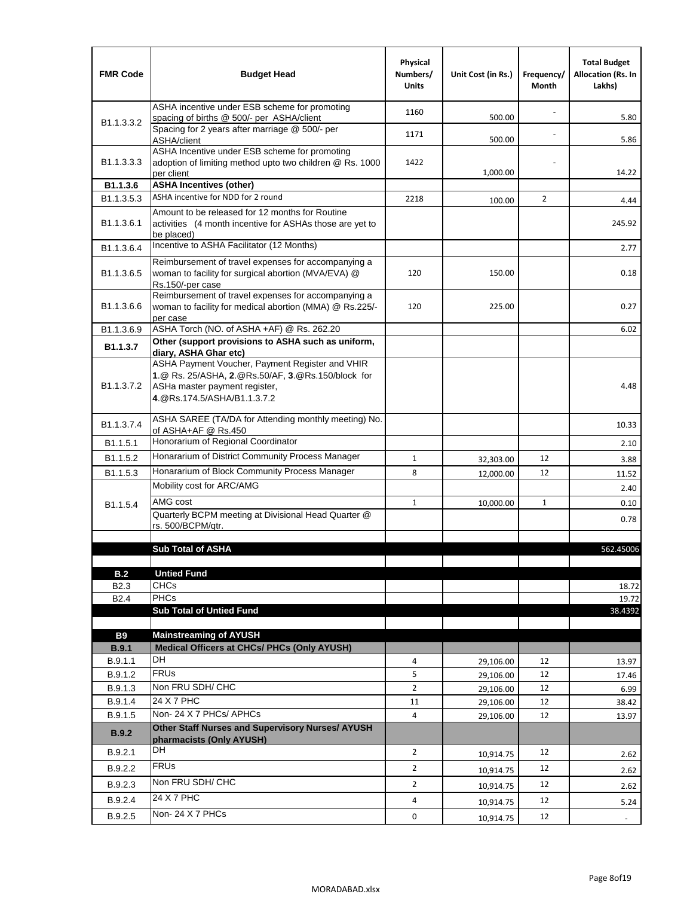| FMR Code | Budget Head | Physical Numbers/ Units | Unit Cost (in Rs.) | Frequency/ Month | Total Budget Allocation (Rs. In Lakhs) |
|---|---|---|---|---|---|
| B1.1.3.3.2 | ASHA incentive under ESB scheme for promoting spacing of births @ 500/- per ASHA/client | 1160 | 500.00 | - | 5.80 |
| | Spacing for 2 years after marriage @ 500/- per ASHA/client | 1171 | 500.00 | - | 5.86 |
| B1.1.3.3.3 | ASHA Incentive under ESB scheme for promoting adoption of limiting method upto two children @ Rs. 1000 per client | 1422 | 1,000.00 | - | 14.22 |
| **B1.1.3.6** | **ASHA Incentives (other)** | | | | |
| B1.1.3.5.3 | ASHA incentive for NDD for 2 round | 2218 | 100.00 | 2 | 4.44 |
| B1.1.3.6.1 | Amount to be released for 12 months for Routine activities (4 month incentive for ASHAs those are yet to be placed) | | | | 245.92 |
| B1.1.3.6.4 | Incentive to ASHA Facilitator (12 Months) | | | | 2.77 |
| B1.1.3.6.5 | Reimbursement of travel expenses for accompanying a woman to facility for surgical abortion (MVA/EVA) @ Rs.150/-per case | 120 | 150.00 | | 0.18 |
| B1.1.3.6.6 | Reimbursement of travel expenses for accompanying a woman to facility for medical abortion (MMA) @ Rs.225/-per case | 120 | 225.00 | | 0.27 |
| B1.1.3.6.9 | ASHA Torch (NO. of ASHA +AF) @ Rs. 262.20 | | | | 6.02 |
| **B1.1.3.7** | **Other (support provisions to ASHA such as uniform, diary, ASHA Ghar etc)** | | | | |
| B1.1.3.7.2 | ASHA Payment Voucher, Payment Register and VHIR **1**.@ Rs. 25/ASHA, **2**.@Rs.50/AF, **3**.@Rs.150/block for ASHa master payment register, **4**.@Rs.174.5/ASHA/B1.1.3.7.2 | | | | 4.48 |
| B1.1.3.7.4 | ASHA SAREE (TA/DA for Attending monthly meeting) No. of ASHA+AF @ Rs.450 | | | | 10.33 |
| B1.1.5.1 | Honorarium of Regional Coordinator | | | | 2.10 |
| B1.1.5.2 | Honararium of District Community Process Manager | 1 | 32,303.00 | 12 | 3.88 |
| B1.1.5.3 | Honararium of Block Community Process Manager | 8 | 12,000.00 | 12 | 11.52 |
| B1.1.5.4 | Mobility cost for ARC/AMG | | | | 2.40 |
| | AMG cost | 1 | 10,000.00 | 1 | 0.10 |
| | Quarterly BCPM meeting at Divisional Head Quarter @ rs. 500/BCPM/qtr. | | | | 0.78 |
| | | | | | |
| | **Sub Total of ASHA** | | | | 562.45006 |
| | | | | | |
| **B.2** | **Untied Fund** | | | | |
| B2.3 | CHCs | | | | 18.72 |
| B2.4 | PHCs | | | | 19.72 |
| | **Sub Total of Untied Fund** | | | | 38.4392 |
| | | | | | |
| **B9** | **Mainstreaming of AYUSH** | | | | |
| **B.9.1** | **Medical Officers at CHCs/ PHCs (Only AYUSH)** | | | | |
| B.9.1.1 | DH | 4 | 29,106.00 | 12 | 13.97 |
| B.9.1.2 | FRUs | 5 | 29,106.00 | 12 | 17.46 |
| B.9.1.3 | Non FRU SDH/ CHC | 2 | 29,106.00 | 12 | 6.99 |
| B.9.1.4 | 24 X 7 PHC | 11 | 29,106.00 | 12 | 38.42 |
| B.9.1.5 | Non- 24 X 7 PHCs/ APHCs | 4 | 29,106.00 | 12 | 13.97 |
| **B.9.2** | **Other Staff Nurses and Supervisory Nurses/ AYUSH pharmacists (Only AYUSH)** | | | | |
| B.9.2.1 | DH | 2 | 10,914.75 | 12 | 2.62 |
| B.9.2.2 | FRUs | 2 | 10,914.75 | 12 | 2.62 |
| B.9.2.3 | Non FRU SDH/ CHC | 2 | 10,914.75 | 12 | 2.62 |
| B.9.2.4 | 24 X 7 PHC | 4 | 10,914.75 | 12 | 5.24 |
| B.9.2.5 | Non- 24 X 7 PHCs | 0 | 10,914.75 | 12 | - |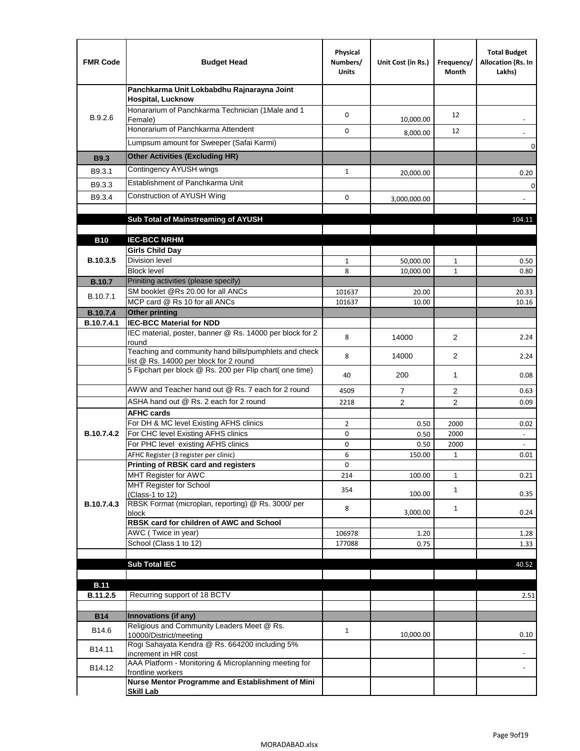| FMR Code | Budget Head | Physical Numbers/ Units | Unit Cost (in Rs.) | Frequency/ Month | Total Budget Allocation (Rs. In Lakhs) |
|---|---|---|---|---|---|
| B.9.2.6 | **Panchkarma Unit Lokbabdhu Rajnarayna Joint Hospital, Lucknow** | | | | |
| | Honorarium of Panchkarma Technician (1Male and 1 Female) | 0 | 10,000.00 | 12 | - |
| | Honorarium of Panchkarma Attendent | 0 | 8,000.00 | 12 | - |
| | Lumpsum amount for Sweeper (Safai Karmi) | | | | 0 |
| **B9.3** | **Other Activities (Excluding HR)** | | | | |
| B9.3.1 | Contingency AYUSH wings | 1 | 20,000.00 | | 0.20 |
| B9.3.3 | Establishment of Panchkarma Unit | | | | 0 |
| B9.3.4 | Construction of AYUSH Wing | 0 | 3,000,000.00 | | - |
| | | | | | |
| | **Sub Total of Mainstreaming of AYUSH** | | | | 104.11 |
| | | | | | |
| **B10** | **IEC-BCC NRHM** | | | | |
| **B.10.3.5** | **Girls Child Day** | | | | |
| | Division level | 1 | 50,000.00 | 1 | 0.50 |
| | Block level | 8 | 10,000.00 | 1 | 0.80 |
| **B.10.7** | Priniting activities (please specify) | | | | |
| B.10.7.1 | SM booklet @Rs 20.00 for all ANCs | 101637 | 20.00 | | 20.33 |
| | MCP card @ Rs 10 for all ANCs | 101637 | 10.00 | | 10.16 |
| **B.10.7.4** | **Other printing** | | | | |
| **B.10.7.4.1** | **IEC-BCC Material for NDD** | | | | |
| | IEC material, poster, banner @ Rs. 14000 per block for 2 round | 8 | 14000 | 2 | 2.24 |
| | Teaching and community hand bills/pumphlets and check list @ Rs. 14000 per block for 2 round | 8 | 14000 | 2 | 2.24 |
| | 5 Fipchart per block @ Rs. 200 per Flip chart( one time) | 40 | 200 | 1 | 0.08 |
| | AWW and Teacher hand out @ Rs. 7 each for 2 round | 4509 | 7 | 2 | 0.63 |
| | ASHA hand out @ Rs. 2 each for 2 round | 2218 | 2 | 2 | 0.09 |
| **B.10.7.4.2** | **AFHC cards** | | | | |
| | For DH & MC level Existing AFHS clinics | 2 | 0.50 | 2000 | 0.02 |
| | For CHC level Existing AFHS clinics | 0 | 0.50 | 2000 | - |
| | For PHC level existing AFHS clinics | 0 | 0.50 | 2000 | - |
| | AFHC Register (3 register per clinic) | 6 | 150.00 | 1 | 0.01 |
| **B.10.7.4.3** | **Printing of RBSK card and registers** | 0 | | | |
| | MHT Register for AWC | 214 | 100.00 | 1 | 0.21 |
| | MHT Register for School (Class-1 to 12) | 354 | 100.00 | 1 | 0.35 |
| | RBSK Format (microplan, reporting) @ Rs. 3000/ per block | 8 | 3,000.00 | 1 | 0.24 |
| | **RBSK card for children of AWC and School** | | | | |
| | AWC ( Twice in year) | 106978 | 1.20 | | 1.28 |
| | School (Class 1 to 12) | 177088 | 0.75 | | 1.33 |
| | | | | | |
| | **Sub Total IEC** | | | | 40.52 |
| | | | | | |
| **B.11** | | | | | |
| **B.11.2.5** | Recurring support of 18 BCTV | | | | 2.51 |
| | | | | | |
| **B14** | **Innovations (if any)** | | | | |
| B14.6 | Religious and Community Leaders Meet @ Rs. 10000/District/meeting | 1 | 10,000.00 | | 0.10 |
| B14.11 | Rogi Sahayata Kendra @ Rs. 664200 including 5% increment in HR cost | | | | - |
| B14.12 | AAA Platform - Monitoring & Microplanning meeting for frontline workers | | | | - |
| | **Nurse Mentor Programme and Establishment of Mini Skill Lab** | | | | |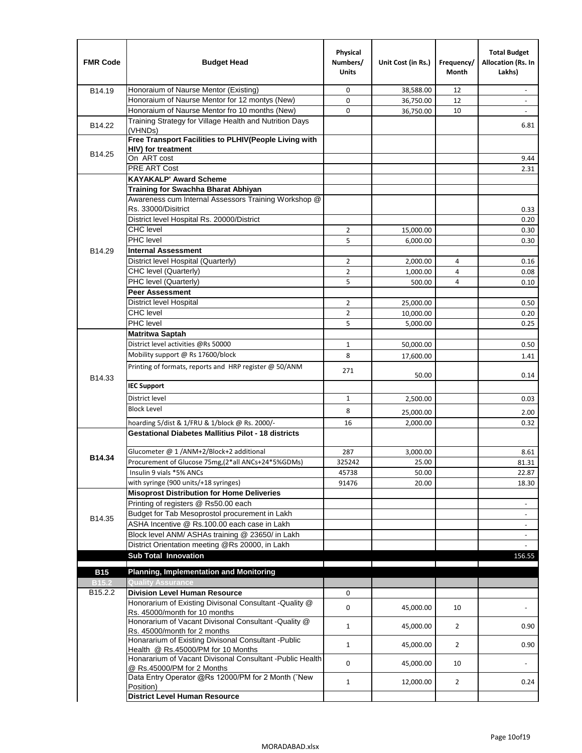| FMR Code | Budget Head | Physical Numbers/ Units | Unit Cost (in Rs.) | Frequency/ Month | Total Budget Allocation (Rs. In Lakhs) |
|---|---|---|---|---|---|
| B14.19 | Honoraium of Naurse Mentor (Existing) | 0 | 38,588.00 | 12 | - |
| | Honoraium of Naurse Mentor for 12 montys (New) | 0 | 36,750.00 | 12 | - |
| | Honoraium of Naurse Mentor fro 10 months (New) | 0 | 36,750.00 | 10 | - |
| B14.22 | Training Strategy for Village Health and Nutrition Days (VHNDs) | | | | 6.81 |
| B14.25 | **Free Transport Facilities to PLHIV(People Living with HIV) for treatment** | | | | |
| | On ART cost | | | | 9.44 |
| | PRE ART Cost | | | | 2.31 |
| B14.29 | **KAYAKALP' Award Scheme** | | | | |
| | **Training for Swachha Bharat Abhiyan** | | | | |
| | Awareness cum Internal Assessors Training Workshop @ Rs. 33000/Disitrict | | | | 0.33 |
| | District level Hospital Rs. 20000/District | | | | 0.20 |
| | CHC level | 2 | 15,000.00 | | 0.30 |
| | PHC level | 5 | 6,000.00 | | 0.30 |
| | **Internal Assessment** | | | | |
| | District level Hospital (Quarterly) | 2 | 2,000.00 | 4 | 0.16 |
| | CHC level (Quarterly) | 2 | 1,000.00 | 4 | 0.08 |
| | PHC level (Quarterly) | 5 | 500.00 | 4 | 0.10 |
| | **Peer Assessment** | | | | |
| | District level Hospital | 2 | 25,000.00 | | 0.50 |
| | CHC level | 2 | 10,000.00 | | 0.20 |
| | PHC level | 5 | 5,000.00 | | 0.25 |
| B14.33 | **Matritwa Saptah** | | | | |
| | District level activities @Rs 50000 | 1 | 50,000.00 | | 0.50 |
| | Mobility support @ Rs 17600/block | 8 | 17,600.00 | | 1.41 |
| | Printing of formats, reports and HRP register @ 50/ANM | 271 | 50.00 | | 0.14 |
| | **IEC Support** | | | | |
| | District level | 1 | 2,500.00 | | 0.03 |
| | Block Level | 8 | 25,000.00 | | 2.00 |
| | hoarding 5/dist & 1/FRU & 1/block @ Rs. 2000/- | 16 | 2,000.00 | | 0.32 |
| **B14.34** | **Gestational Diabetes Mallitius Pilot - 18 districts** | | | | |
| | Glucometer @ 1 /ANM+2/Block+2 additional | 287 | 3,000.00 | | 8.61 |
| | Procurement of Glucose 75mg,(2*all ANCs+24*5%GDMs) | 325242 | 25.00 | | 81.31 |
| | Insulin 9 vials *5% ANCs | 45738 | 50.00 | | 22.87 |
| | with syringe (900 units/+18 syringes) | 91476 | 20.00 | | 18.30 |
| B14.35 | **Misoprost Distribution for Home Deliveries** | | | | |
| | Printing of registers @ Rs50.00 each | | | | - |
| | Budget for Tab Mesoprostol procurement in Lakh | | | | - |
| | ASHA Incentive @ Rs.100.00 each case in Lakh | | | | - |
| | Block level ANM/ ASHAs training @ 23650/ in Lakh | | | | - |
| | District Orientation meeting @Rs 20000, in Lakh | | | | - |
| | **Sub Total Innovation** | | | | 156.55 |
| **B15** | **Planning, Implementation and Monitoring** | | | | |
| **B15.2** | **Quality Assurance** | | | | |
| B15.2.2 | **Division Level Human Resource** | 0 | | | |
| | Honorarium of Existing Divisonal Consultant -Quality @ Rs. 45000/month for 10 months | 0 | 45,000.00 | 10 | - |
| | Honorarium of Vacant Divisonal Consultant -Quality @ Rs. 45000/month for 2 months | 1 | 45,000.00 | 2 | 0.90 |
| | Honararium of Existing Divisonal Consultant -Public Health @ Rs.45000/PM for 10 Months | 1 | 45,000.00 | 2 | 0.90 |
| | Honararium of Vacant Divisonal Consultant -Public Health @ Rs.45000/PM for 2 Months | 0 | 45,000.00 | 10 | - |
| | Data Entry Operator @Rs 12000/PM for 2 Month ("New Position) | 1 | 12,000.00 | 2 | 0.24 |
| | **District Level Human Resource** | | | | |

MORADABAD.xlsx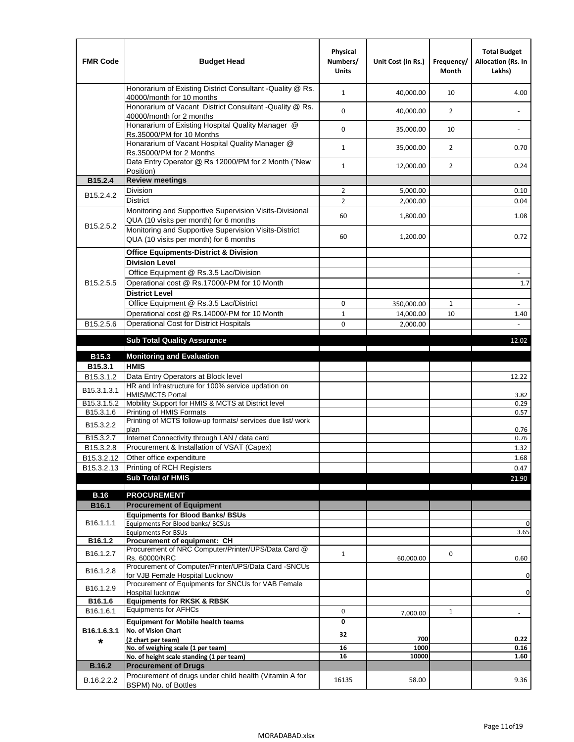| FMR Code | Budget Head | Physical Numbers/ Units | Unit Cost (in Rs.) | Frequency/ Month | Total Budget Allocation (Rs. In Lakhs) |
|---|---|---|---|---|---|
| | Honorarium of Existing District Consultant -Quality @ Rs. 40000/month for 10 months | 1 | 40,000.00 | 10 | 4.00 |
| | Honorarium of Vacant District Consultant -Quality @ Rs. 40000/month for 2 months | 0 | 40,000.00 | 2 | - |
| | Honararium of Existing Hospital Quality Manager @ Rs.35000/PM for 10 Months | 0 | 35,000.00 | 10 | - |
| | Honararium of Vacant Hospital Quality Manager @ Rs.35000/PM for 2 Months | 1 | 35,000.00 | 2 | 0.70 |
| | Data Entry Operator @ Rs 12000/PM for 2 Month (˜New Position) | 1 | 12,000.00 | 2 | 0.24 |
| **B15.2.4** | **Review meetings** | | | | |
| B15.2.4.2 | Division | 2 | 5,000.00 | | 0.10 |
| | District | 2 | 2,000.00 | | 0.04 |
| B15.2.5.2 | Monitoring and Supportive Supervision Visits-Divisional QUA (10 visits per month) for 6 months | 60 | 1,800.00 | | 1.08 |
| | Monitoring and Supportive Supervision Visits-District QUA (10 visits per month) for 6 months | 60 | 1,200.00 | | 0.72 |
| B15.2.5.5 | **Office Equipments-District & Division** | | | | |
| | **Division Level** | | | | |
| | Office Equipment @ Rs.3.5 Lac/Division | | | | - |
| | Operational cost @ Rs.17000/-PM for 10 Month | | | | 1.7 |
| | **District Level** | | | | |
| | Office Equipment @ Rs.3.5 Lac/District | 0 | 350,000.00 | 1 | - |
| | Operational cost @ Rs.14000/-PM for 10 Month | 1 | 14,000.00 | 10 | 1.40 |
| B15.2.5.6 | Operational Cost for District Hospitals | 0 | 2,000.00 | | - |
| | **Sub Total Quality Assurance** | | | | 12.02 |
| **B15.3** | **Monitoring and Evaluation** | | | | |
| **B15.3.1** | **HMIS** | | | | |
| B15.3.1.2 | Data Entry Operators at Block level | | | | 12.22 |
| B15.3.1.3.1 | HR and Infrastructure for 100% service updation on HMIS/MCTS Portal | | | | 3.82 |
| B15.3.1.5.2 | Mobility Support for HMIS & MCTS at District level | | | | 0.29 |
| B15.3.1.6 | Printing of HMIS Formats | | | | 0.57 |
| B15.3.2.2 | Printing of MCTS follow-up formats/ services due list/ work plan | | | | 0.76 |
| B15.3.2.7 | Internet Connectivity through LAN / data card | | | | 0.76 |
| B15.3.2.8 | Procurement & Installation of VSAT (Capex) | | | | 1.32 |
| B15.3.2.12 | Other office expenditure | | | | 1.68 |
| B15.3.2.13 | Printing of RCH Registers | | | | 0.47 |
| | **Sub Total of HMIS** | | | | 21.90 |
| **B.16** | **PROCUREMENT** | | | | |
| **B16.1** | **Procurement of Equipment** | | | | |
| B16.1.1.1 | **Equipments for Blood Banks/ BSUs** | | | | |
| | Equipments For Blood banks/ BCSUs | | | | 0 |
| | Equipments For BSUs | | | | 3.65 |
| **B16.1.2** | **Procurement of equipment: CH** | | | | |
| B16.1.2.7 | Procurement of NRC Computer/Printer/UPS/Data Card @ Rs. 60000/NRC | 1 | 60,000.00 | 0 | 0.60 |
| B16.1.2.8 | Procurement of Computer/Printer/UPS/Data Card -SNCUs for VJB Female Hospital Lucknow | | | | 0 |
| B16.1.2.9 | Procurement of Equipments for SNCUs for VAB Female Hospital lucknow | | | | 0 |
| **B16.1.6** | **Equipments for RKSK & RBSK** | | | | |
| B16.1.6.1 | Equipments for AFHCs | 0 | 7,000.00 | 1 | - |
| B16.1.6.3.1 * | **Equipment for Mobile health teams** | 0 | | | |
| | **No. of Vision Chart (2 chart per team)** | 32 | 700 | | 0.22 |
| | **No. of weighing scale (1 per team)** | 16 | 1000 | | 0.16 |
| | **No. of height scale standing (1 per team)** | 16 | 10000 | | 1.60 |
| **B.16.2** | **Procurement of Drugs** | | | | |
| B.16.2.2.2 | Procurement of drugs under child health (Vitamin A for BSPM) No. of Bottles | 16135 | 58.00 | | 9.36 |

MORADABAD.xlsx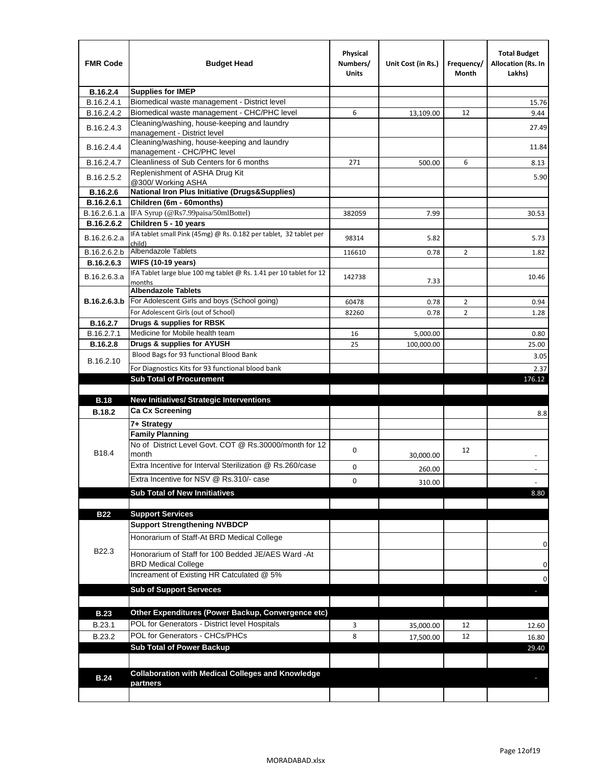| FMR Code | Budget Head | Physical Numbers/ Units | Unit Cost (in Rs.) | Frequency/ Month | Total Budget Allocation (Rs. In Lakhs) |
|---|---|---|---|---|---|
| **B.16.2.4** | **Supplies for IMEP** | | | | |
| B.16.2.4.1 | Biomedical waste management - District level | | | | 15.76 |
| B.16.2.4.2 | Biomedical waste management - CHC/PHC level | 6 | 13,109.00 | 12 | 9.44 |
| B.16.2.4.3 | Cleaning/washing, house-keeping and laundry management - District level | | | | 27.49 |
| B.16.2.4.4 | Cleaning/washing, house-keeping and laundry management - CHC/PHC level | | | | 11.84 |
| B.16.2.4.7 | Cleanliness of Sub Centers for 6 months | 271 | 500.00 | 6 | 8.13 |
| B.16.2.5.2 | Replenishment of ASHA Drug Kit @300/ Working ASHA | | | | 5.90 |
| **B.16.2.6** | **National Iron Plus Initiative (Drugs&Supplies)** | | | | |
| **B.16.2.6.1** | **Children (6m - 60months)** | | | | |
| B.16.2.6.1.a | IFA Syrup (@Rs7.99paisa/50mlBottel) | 382059 | 7.99 | | 30.53 |
| **B.16.2.6.2** | **Children 5 - 10 years** | | | | |
| B.16.2.6.2.a | IFA tablet small Pink (45mg) @ Rs. 0.182 per tablet, 32 tablet per child) | 98314 | 5.82 | | 5.73 |
| B.16.2.6.2.b | Albendazole Tablets | 116610 | 0.78 | 2 | 1.82 |
| **B.16.2.6.3** | **WIFS (10-19 years)** | | | | |
| B.16.2.6.3.a | IFA Tablet large blue 100 mg tablet @ Rs. 1.41 per 10 tablet for 12 months | 142738 | 7.33 | | 10.46 |
| **B.16.2.6.3.b** | **Albendazole Tablets** | | | | |
| | For Adolescent Girls and boys (School going) | 60478 | 0.78 | 2 | 0.94 |
| | For Adolescent Girls (out of School) | 82260 | 0.78 | 2 | 1.28 |
| **B.16.2.7** | **Drugs & supplies for RBSK** | | | | |
| B.16.2.7.1 | Medicine for Mobile health team | 16 | 5,000.00 | | 0.80 |
| **B.16.2.8** | **Drugs & supplies for AYUSH** | 25 | 100,000.00 | | 25.00 |
| B.16.2.10 | Blood Bags for 93 functional Blood Bank | | | | 3.05 |
| | For Diagnostics Kits for 93 functional blood bank | | | | 2.37 |
| | **Sub Total of Procurement** | | | | 176.12 |
| | | | | | |
| **B.18** | **New Initiatives/ Strategic Interventions** | | | | |
| **B.18.2** | **Ca Cx Screening** | | | | 8.8 |
| B18.4 | **7+ Strategy** | | | | |
| | **Family Planning** | | | | |
| | No of District Level Govt. COT @ Rs.30000/month for 12 month | 0 | 30,000.00 | 12 | - |
| | Extra Incentive for Interval Sterilization @ Rs.260/case | 0 | 260.00 | | - |
| | Extra Incentive for NSV @ Rs.310/- case | 0 | 310.00 | | - |
| | **Sub Total of New Innitiatives** | | | | 8.80 |
| | | | | | |
| **B22** | **Support Services** | | | | |
| B22.3 | **Support Strengthening NVBDCP** | | | | |
| | Honorarium of Staff-At BRD Medical College | | | | 0 |
| | Honorarium of Staff for 100 Bedded JE/AES Ward -At BRD Medical College | | | | 0 |
| | Increament of Existing HR Catculated @ 5% | | | | 0 |
| | **Sub of Support Serveces** | | | | - |
| | | | | | |
| **B.23** | **Other Expenditures (Power Backup, Convergence etc)** | | | | |
| B.23.1 | POL for Generators - District level Hospitals | 3 | 35,000.00 | 12 | 12.60 |
| B.23.2 | POL for Generators - CHCs/PHCs | 8 | 17,500.00 | 12 | 16.80 |
| | **Sub Total of Power Backup** | | | | 29.40 |
| | | | | | |
| **B.24** | **Collaboration with Medical Colleges and Knowledge partners** | | | | - |
| | | | | | |

MORADABAD.xlsx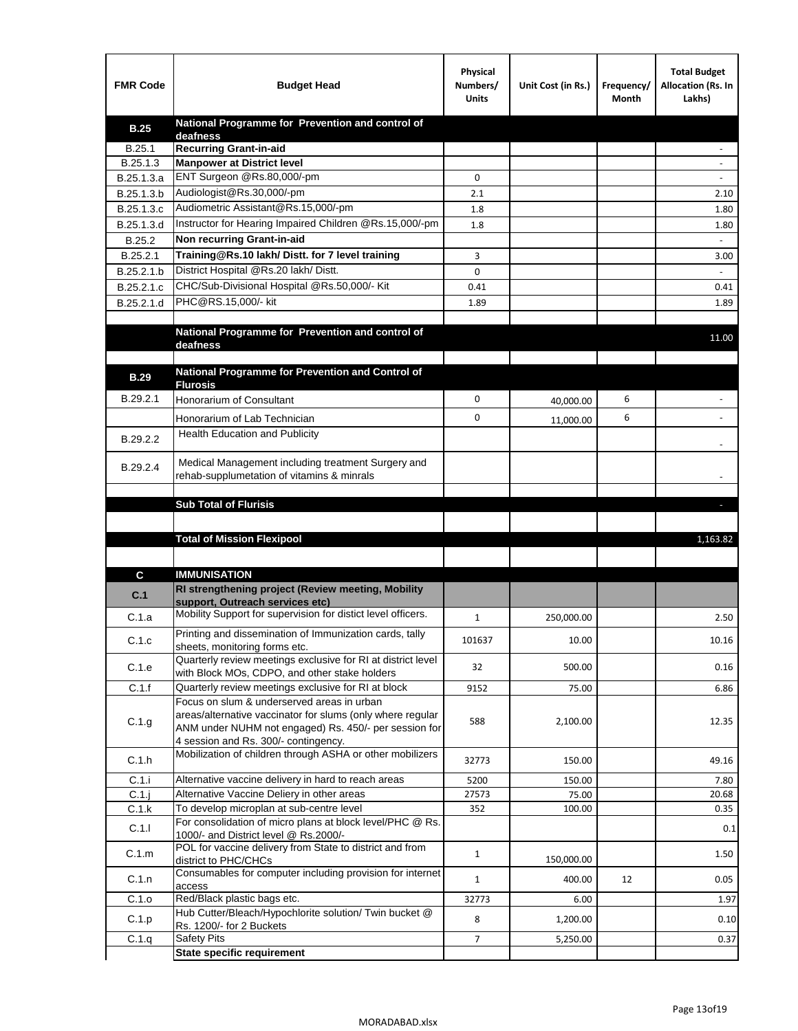| FMR Code | Budget Head | Physical Numbers/ Units | Unit Cost (in Rs.) | Frequency/ Month | Total Budget Allocation (Rs. In Lakhs) |
|---|---|---|---|---|---|
| **B.25** | **National Programme for Prevention and control of deafness** | | | | |
| B.25.1 | **Recurring Grant-in-aid** | | | | - |
| B.25.1.3 | **Manpower at District level** | | | | - |
| B.25.1.3.a | ENT Surgeon @Rs.80,000/-pm | 0 | | | - |
| B.25.1.3.b | Audiologist@Rs.30,000/-pm | 2.1 | | | 2.10 |
| B.25.1.3.c | Audiometric Assistant@Rs.15,000/-pm | 1.8 | | | 1.80 |
| B.25.1.3.d | Instructor for Hearing Impaired Children @Rs.15,000/-pm | 1.8 | | | 1.80 |
| B.25.2 | **Non recurring Grant-in-aid** | | | | - |
| B.25.2.1 | **Training@Rs.10 lakh/ Distt. for 7 level training** | 3 | | | 3.00 |
| B.25.2.1.b | District Hospital @Rs.20 lakh/ Distt. | 0 | | | - |
| B.25.2.1.c | CHC/Sub-Divisional Hospital @Rs.50,000/- Kit | 0.41 | | | 0.41 |
| B.25.2.1.d | PHC@RS.15,000/- kit | 1.89 | | | 1.89 |
| | | | | | |
| | **National Programme for Prevention and control of deafness** | | | | 11.00 |
| | | | | | |
| **B.29** | **National Programme for Prevention and Control of Flurosis** | | | | |
| B.29.2.1 | Honorarium of Consultant | 0 | 40,000.00 | 6 | - |
| | Honorarium of Lab Technician | 0 | 11,000.00 | 6 | - |
| B.29.2.2 | Health Education and Publicity | | | | - |
| B.29.2.4 | Medical Management including treatment Surgery and rehab-supplumetation of vitamins & minrals | | | | - |
| | | | | | |
| | **Sub Total of Flurisis** | | | | - |
| | | | | | |
| | **Total of Mission Flexipool** | | | | 1,163.82 |
| | | | | | |
| **C** | **IMMUNISATION** | | | | |
| **C.1** | **RI strengthening project (Review meeting, Mobility support, Outreach services etc)** | | | | |
| C.1.a | Mobility Support for supervision for distict level officers. | 1 | 250,000.00 | | 2.50 |
| C.1.c | Printing and dissemination of Immunization cards, tally sheets, monitoring forms etc. | 101637 | 10.00 | | 10.16 |
| C.1.e | Quarterly review meetings exclusive for RI at district level with Block MOs, CDPO, and other stake holders | 32 | 500.00 | | 0.16 |
| C.1.f | Quarterly review meetings exclusive for RI at block | 9152 | 75.00 | | 6.86 |
| C.1.g | Focus on slum & underserved areas in urban areas/alternative vaccinator for slums (only where regular ANM under NUHM not engaged) Rs. 450/- per session for 4 session and Rs. 300/- contingency. | 588 | 2,100.00 | | 12.35 |
| C.1.h | Mobilization of children through ASHA or other mobilizers | 32773 | 150.00 | | 49.16 |
| C.1.i | Alternative vaccine delivery in hard to reach areas | 5200 | 150.00 | | 7.80 |
| C.1.j | Alternative Vaccine Deliery in other areas | 27573 | 75.00 | | 20.68 |
| C.1.k | To develop microplan at sub-centre level | 352 | 100.00 | | 0.35 |
| C.1.l | For consolidation of micro plans at block level/PHC @ Rs. 1000/- and District level @ Rs.2000/- | | | | 0.1 |
| C.1.m | POL for vaccine delivery from State to district and from district to PHC/CHCs | 1 | 150,000.00 | | 1.50 |
| C.1.n | Consumables for computer including provision for internet access | 1 | 400.00 | 12 | 0.05 |
| C.1.o | Red/Black plastic bags etc. | 32773 | 6.00 | | 1.97 |
| C.1.p | Hub Cutter/Bleach/Hypochlorite solution/ Twin bucket @ Rs. 1200/- for 2 Buckets | 8 | 1,200.00 | | 0.10 |
| C.1.q | Safety Pits | 7 | 5,250.00 | | 0.37 |
| | **State specific requirement** | | | | |

MORADABAD.xlsx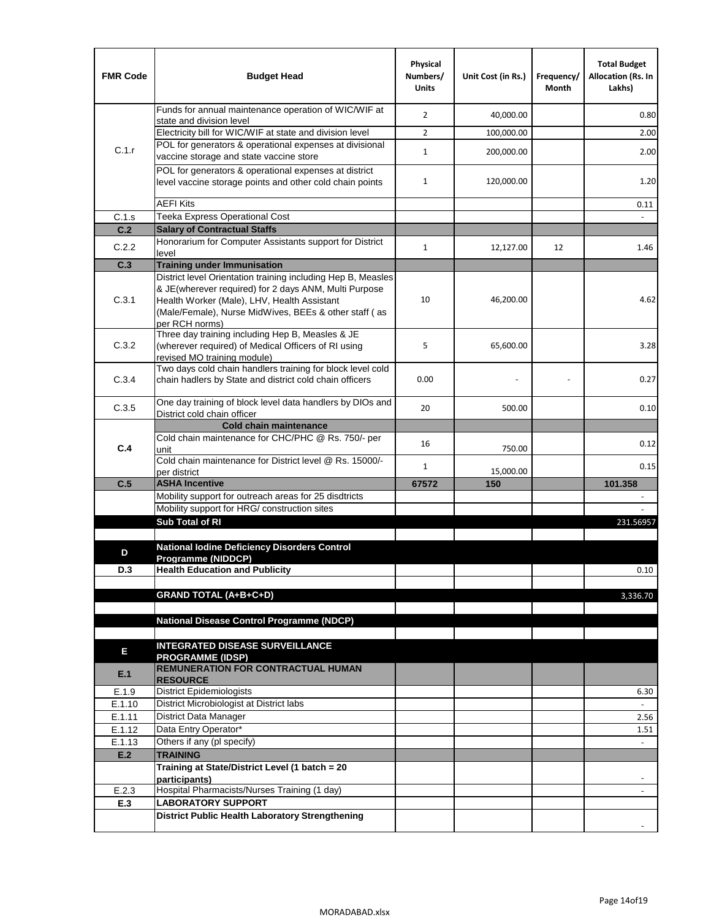| FMR Code | Budget Head | Physical Numbers/ Units | Unit Cost (in Rs.) | Frequency/ Month | Total Budget Allocation (Rs. In Lakhs) |
|---|---|---|---|---|---|
| C.1.r | Funds for annual maintenance operation of WIC/WIF at state and division level | 2 | 40,000.00 | | 0.80 |
| | Electricity bill for WIC/WIF at state and division level | 2 | 100,000.00 | | 2.00 |
| | POL for generators & operational expenses at divisional vaccine storage and state vaccine store | 1 | 200,000.00 | | 2.00 |
| | POL for generators & operational expenses at district level vaccine storage points and other cold chain points | 1 | 120,000.00 | | 1.20 |
| | AEFI Kits | | | | 0.11 |
| C.1.s | Teeka Express Operational Cost | | | | - |
| **C.2** | **Salary of Contractual Staffs** | | | | |
| C.2.2 | Honorarium for Computer Assistants support for District level | 1 | 12,127.00 | 12 | 1.46 |
| **C.3** | **Training under Immunisation** | | | | |
| C.3.1 | District level Orientation training including Hep B, Measles & JE(wherever required) for 2 days ANM, Multi Purpose Health Worker (Male), LHV, Health Assistant (Male/Female), Nurse MidWives, BEEs & other staff ( as per RCH norms) | 10 | 46,200.00 | | 4.62 |
| C.3.2 | Three day training including Hep B, Measles & JE (wherever required) of Medical Officers of RI using revised MO training module) | 5 | 65,600.00 | | 3.28 |
| C.3.4 | Two days cold chain handlers training for block level cold chain hadlers by State and district cold chain officers | 0.00 | - | - | 0.27 |
| C.3.5 | One day training of block level data handlers by DIOs and District cold chain officer | 20 | 500.00 | | 0.10 |
| **C.4** | **Cold chain maintenance** | | | | |
| | Cold chain maintenance for CHC/PHC @ Rs. 750/- per unit | 16 | 750.00 | | 0.12 |
| | Cold chain maintenance for District level @ Rs. 15000/- per district | 1 | 15,000.00 | | 0.15 |
| **C.5** | **ASHA Incentive** | **67572** | **150** | | **101.358** |
| | Mobility support for outreach areas for 25 disdtricts | | | | - |
| | Mobility support for HRG/ construction sites | | | | - |
| | **Sub Total of RI** | | | | 231.56957 |
| | | | | | |
| **D** | **National Iodine Deficiency Disorders Control Programme (NIDDCP)** | | | | |
| **D.3** | **Health Education and Publicity** | | | | 0.10 |
| | | | | | |
| | **GRAND TOTAL (A+B+C+D)** | | | | 3,336.70 |
| | | | | | |
| | **National Disease Control Programme (NDCP)** | | | | |
| | | | | | |
| **E** | **INTEGRATED DISEASE SURVEILLANCE PROGRAMME (IDSP)** | | | | |
| **E.1** | **REMUNERATION FOR CONTRACTUAL HUMAN RESOURCE** | | | | |
| E.1.9 | District Epidemiologists | | | | 6.30 |
| E.1.10 | District Microbiologist at District labs | | | | - |
| E.1.11 | District Data Manager | | | | 2.56 |
| E.1.12 | Data Entry Operator* | | | | 1.51 |
| E.1.13 | Others if any (pl specify) | | | | - |
| **E.2** | **TRAINING** | | | | |
| | **Training at State/District Level (1 batch = 20 participants)** | | | | - |
| E.2.3 | Hospital Pharmacists/Nurses Training (1 day) | | | | - |
| **E.3** | **LABORATORY SUPPORT** | | | | |
| | **District Public Health Laboratory Strengthening** | | | | - |

MORADABAD.xlsx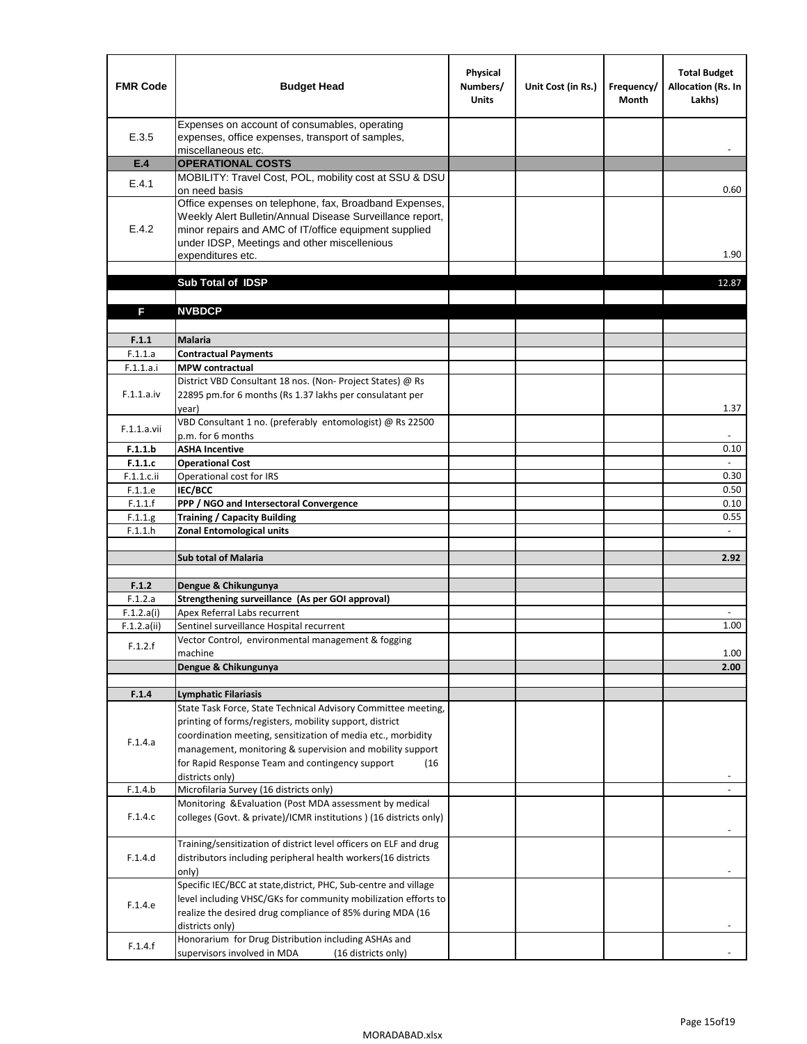| FMR Code | Budget Head | Physical Numbers/ Units | Unit Cost (in Rs.) | Frequency/ Month | Total Budget Allocation (Rs. In Lakhs) |
|---|---|---|---|---|---|
| E.3.5 | Expenses on account of consumables, operating expenses, office expenses, transport of samples, miscellaneous etc. | | | | - |
| **E.4** | **OPERATIONAL COSTS** | | | | |
| E.4.1 | MOBILITY: Travel Cost, POL, mobility cost at SSU & DSU on need basis | | | | 0.60 |
| E.4.2 | Office expenses on telephone, fax, Broadband Expenses, Weekly Alert Bulletin/Annual Disease Surveillance report, minor repairs and AMC of IT/office equipment supplied under IDSP, Meetings and other miscellenious expenditures etc. | | | | 1.90 |
| | | | | | |
| | **Sub Total of IDSP** | | | | 12.87 |
| | | | | | |
| **F** | **NVBDCP** | | | | |
| | | | | | |
| **F.1.1** | **Malaria** | | | | |
| F.1.1.a | **Contractual Payments** | | | | |
| F.1.1.a.i | **MPW contractual** | | | | |
| F.1.1.a.iv | District VBD Consultant 18 nos. (Non- Project States) @ Rs 22895 pm.for 6 months (Rs 1.37 lakhs per consulatant per year) | | | | 1.37 |
| F.1.1.a.vii | VBD Consultant 1 no. (preferably entomologist) @ Rs 22500 p.m. for 6 months | | | | - |
| **F.1.1.b** | **ASHA Incentive** | | | | 0.10 |
| **F.1.1.c** | **Operational Cost** | | | | - |
| F.1.1.c.ii | Operational cost for IRS | | | | 0.30 |
| F.1.1.e | **IEC/BCC** | | | | 0.50 |
| F.1.1.f | **PPP / NGO and Intersectoral Convergence** | | | | 0.10 |
| F.1.1.g | **Training / Capacity Building** | | | | 0.55 |
| F.1.1.h | **Zonal Entomological units** | | | | - |
| | | | | | |
| | **Sub total of Malaria** | | | | **2.92** |
| | | | | | |
| **F.1.2** | **Dengue & Chikungunya** | | | | |
| F.1.2.a | **Strengthening surveillance (As per GOI approval)** | | | | |
| F.1.2.a(i) | Apex Referral Labs recurrent | | | | - |
| F.1.2.a(ii) | Sentinel surveillance Hospital recurrent | | | | 1.00 |
| F.1.2.f | Vector Control, environmental management & fogging machine | | | | 1.00 |
| | **Dengue & Chikungunya** | | | | **2.00** |
| | | | | | |
| **F.1.4** | **Lymphatic Filariasis** | | | | |
| F.1.4.a | State Task Force, State Technical Advisory Committee meeting, printing of forms/registers, mobility support, district coordination meeting, sensitization of media etc., morbidity management, monitoring & supervision and mobility support for Rapid Response Team and contingency support (16 districts only) | | | | - |
| F.1.4.b | Microfilaria Survey (16 districts only) | | | | - |
| F.1.4.c | Monitoring &Evaluation (Post MDA assessment by medical colleges (Govt. & private)/ICMR institutions ) (16 districts only) | | | | - |
| F.1.4.d | Training/sensitization of district level officers on ELF and drug distributors including peripheral health workers(16 districts only) | | | | - |
| F.1.4.e | Specific IEC/BCC at state,district, PHC, Sub-centre and village level including VHSC/GKs for community mobilization efforts to realize the desired drug compliance of 85% during MDA (16 districts only) | | | | - |
| F.1.4.f | Honorarium for Drug Distribution including ASHAs and supervisors involved in MDA (16 districts only) | | | | - |

MORADABAD.xlsx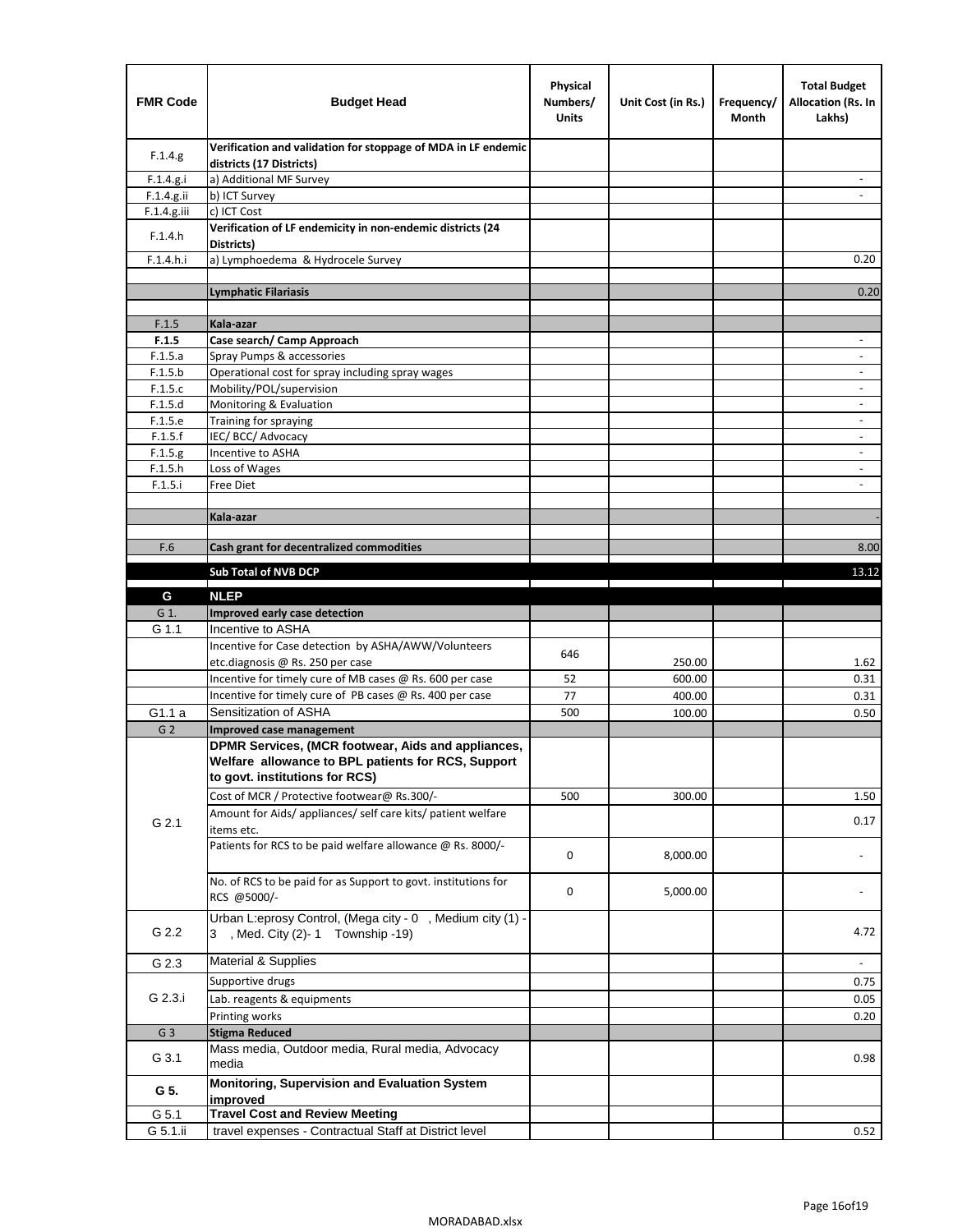| FMR Code | Budget Head | Physical Numbers/ Units | Unit Cost (in Rs.) | Frequency/ Month | Total Budget Allocation (Rs. In Lakhs) |
|---|---|---|---|---|---|
| F.1.4.g | **Verification and validation for stoppage of MDA in LF endemic districts (17 Districts)** | | | | |
| F.1.4.g.i | a) Additional MF Survey | | | | - |
| F.1.4.g.ii | b) ICT Survey | | | | - |
| F.1.4.g.iii | c) ICT Cost | | | | |
| F.1.4.h | **Verification of LF endemicity in non-endemic districts (24 Districts)** | | | | |
| F.1.4.h.i | a) Lymphoedema & Hydrocele Survey | | | | 0.20 |
| | | | | | |
| | **Lymphatic Filariasis** | | | | 0.20 |
| | | | | | |
| F.1.5 | **Kala-azar** | | | | |
| **F.1.5** | **Case search/ Camp Approach** | | | | - |
| F.1.5.a | Spray Pumps & accessories | | | | - |
| F.1.5.b | Operational cost for spray including spray wages | | | | - |
| F.1.5.c | Mobility/POL/supervision | | | | - |
| F.1.5.d | Monitoring & Evaluation | | | | - |
| F.1.5.e | Training for spraying | | | | - |
| F.1.5.f | IEC/ BCC/ Advocacy | | | | - |
| F.1.5.g | Incentive to ASHA | | | | - |
| F.1.5.h | Loss of Wages | | | | - |
| F.1.5.i | Free Diet | | | | - |
| | | | | | |
| | **Kala-azar** | | | | - |
| | | | | | |
| F.6 | **Cash grant for decentralized commodities** | | | | 8.00 |
| | **Sub Total of NVB DCP** | | | | 13.12 |
| **G** | **NLEP** | | | | |
| G 1. | **Improved early case detection** | | | | |
| G 1.1 | Incentive to ASHA | | | | |
| | Incentive for Case detection by ASHA/AWW/Volunteers etc.diagnosis @ Rs. 250 per case | 646 | 250.00 | | 1.62 |
| | Incentive for timely cure of MB cases @ Rs. 600 per case | 52 | 600.00 | | 0.31 |
| | Incentive for timely cure of PB cases @ Rs. 400 per case | 77 | 400.00 | | 0.31 |
| G1.1 a | Sensitization of ASHA | 500 | 100.00 | | 0.50 |
| G 2 | **Improved case management** | | | | |
| G 2.1 | **DPMR Services, (MCR footwear, Aids and appliances, Welfare allowance to BPL patients for RCS, Support to govt. institutions for RCS)** | | | | |
| | Cost of MCR / Protective footwear@ Rs.300/- | 500 | 300.00 | | 1.50 |
| | Amount for Aids/ appliances/ self care kits/ patient welfare items etc. | | | | 0.17 |
| | Patients for RCS to be paid welfare allowance @ Rs. 8000/- | 0 | 8,000.00 | | - |
| | No. of RCS to be paid for as Support to govt. institutions for RCS @5000/- | 0 | 5,000.00 | | - |
| G 2.2 | Urban L:eprosy Control, (Mega city - 0 , Medium city (1) - 3 , Med. City (2)- 1 Township -19) | | | | 4.72 |
| G 2.3 | Material & Supplies | | | | - |
| G 2.3.i | Supportive drugs | | | | 0.75 |
| | Lab. reagents & equipments | | | | 0.05 |
| | Printing works | | | | 0.20 |
| G 3 | **Stigma Reduced** | | | | |
| G 3.1 | Mass media, Outdoor media, Rural media, Advocacy media | | | | 0.98 |
| **G 5.** | **Monitoring, Supervision and Evaluation System improved** | | | | |
| G 5.1 | **Travel Cost and Review Meeting** | | | | |
| G 5.1.ii | travel expenses - Contractual Staff at District level | | | | 0.52 |

MORADABAD.xlsx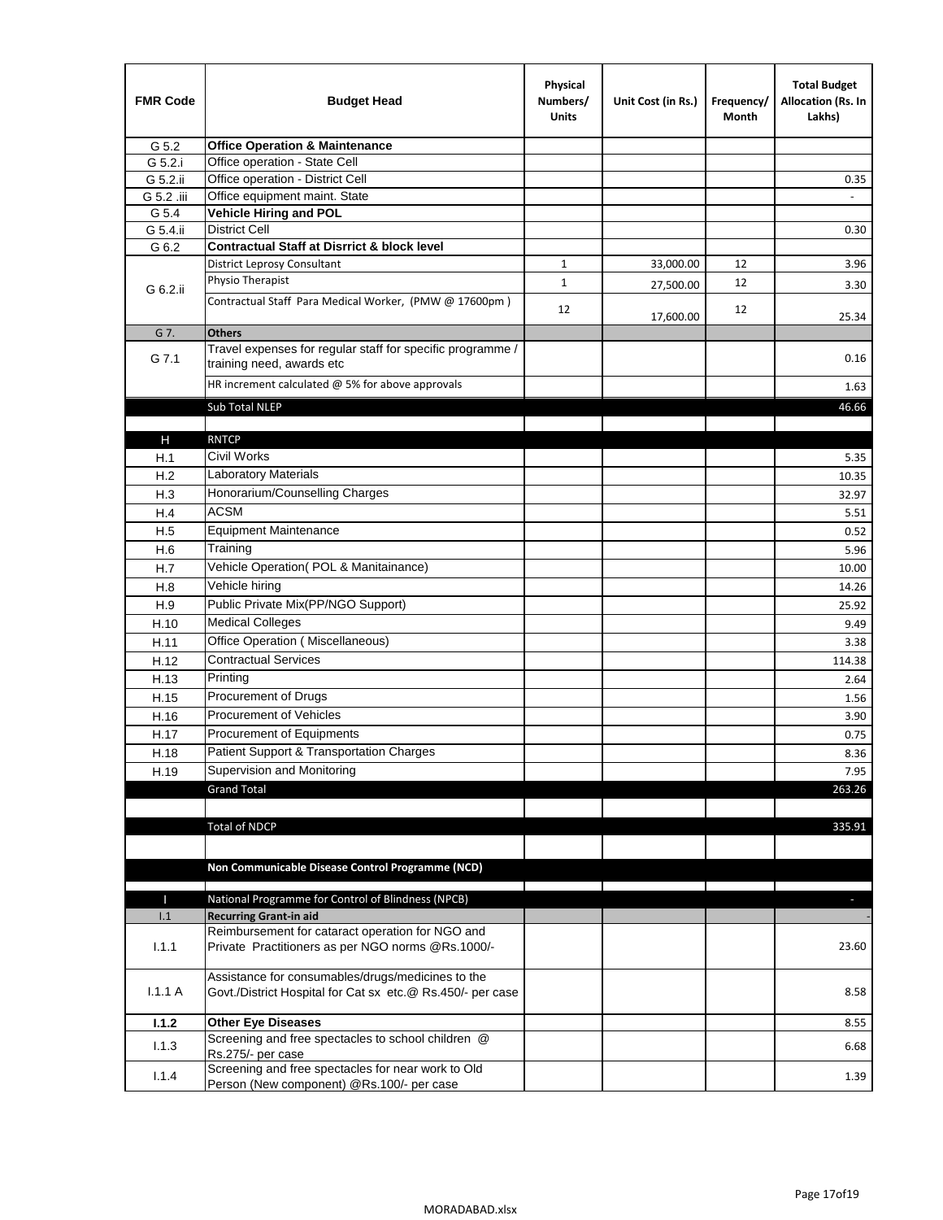| FMR Code | Budget Head | Physical Numbers/ Units | Unit Cost (in Rs.) | Frequency/ Month | Total Budget Allocation (Rs. In Lakhs) |
|---|---|---|---|---|---|
| G 5.2 | **Office Operation & Maintenance** | | | | |
| G 5.2.i | Office operation - State Cell | | | | |
| G 5.2.ii | Office operation - District Cell | | | | 0.35 |
| G 5.2 .iii | Office equipment maint. State | | | | - |
| G 5.4 | **Vehicle Hiring and POL** | | | | |
| G 5.4.ii | District Cell | | | | 0.30 |
| G 6.2 | **Contractual Staff at Disrrict & block level** | | | | |
| G 6.2.ii | District Leprosy Consultant | 1 | 33,000.00 | 12 | 3.96 |
| | Physio Therapist | 1 | 27,500.00 | 12 | 3.30 |
| | Contractual Staff Para Medical Worker, (PMW @ 17600pm ) | 12 | 17,600.00 | 12 | 25.34 |
| G 7. | **Others** | | | | |
| G 7.1 | Travel expenses for regular staff for specific programme / training need, awards etc | | | | 0.16 |
| | HR increment calculated @ 5% for above approvals | | | | 1.63 |
| | Sub Total NLEP | | | | 46.66 |
| | | | | | |
| H | RNTCP | | | | |
| H.1 | Civil Works | | | | 5.35 |
| H.2 | Laboratory Materials | | | | 10.35 |
| H.3 | Honorarium/Counselling Charges | | | | 32.97 |
| H.4 | ACSM | | | | 5.51 |
| H.5 | Equipment Maintenance | | | | 0.52 |
| H.6 | Training | | | | 5.96 |
| H.7 | Vehicle Operation( POL & Manitainance) | | | | 10.00 |
| H.8 | Vehicle hiring | | | | 14.26 |
| H.9 | Public Private Mix(PP/NGO Support) | | | | 25.92 |
| H.10 | Medical Colleges | | | | 9.49 |
| H.11 | Office Operation ( Miscellaneous) | | | | 3.38 |
| H.12 | Contractual Services | | | | 114.38 |
| H.13 | Printing | | | | 2.64 |
| H.15 | Procurement of Drugs | | | | 1.56 |
| H.16 | Procurement of Vehicles | | | | 3.90 |
| H.17 | Procurement of Equipments | | | | 0.75 |
| H.18 | Patient Support & Transportation Charges | | | | 8.36 |
| H.19 | Supervision and Monitoring | | | | 7.95 |
| | Grand Total | | | | 263.26 |
| | | | | | |
| | Total of NDCP | | | | 335.91 |
| | | | | | |
| | **Non Communicable Disease Control Programme (NCD)** | | | | |
| | | | | | |
| I | National Programme for Control of Blindness (NPCB) | | | | - |
| I.1 | **Recurring Grant-in aid** | | | | - |
| I.1.1 | Reimbursement for cataract operation for NGO and Private Practitioners as per NGO norms @Rs.1000/- | | | | 23.60 |
| I.1.1 A | Assistance for consumables/drugs/medicines to the Govt./District Hospital for Cat sx etc.@ Rs.450/- per case | | | | 8.58 |
| **I.1.2** | **Other Eye Diseases** | | | | 8.55 |
| I.1.3 | Screening and free spectacles to school children @ Rs.275/- per case | | | | 6.68 |
| I.1.4 | Screening and free spectacles for near work to Old Person (New component) @Rs.100/- per case | | | | 1.39 |

MORADABAD.xlsx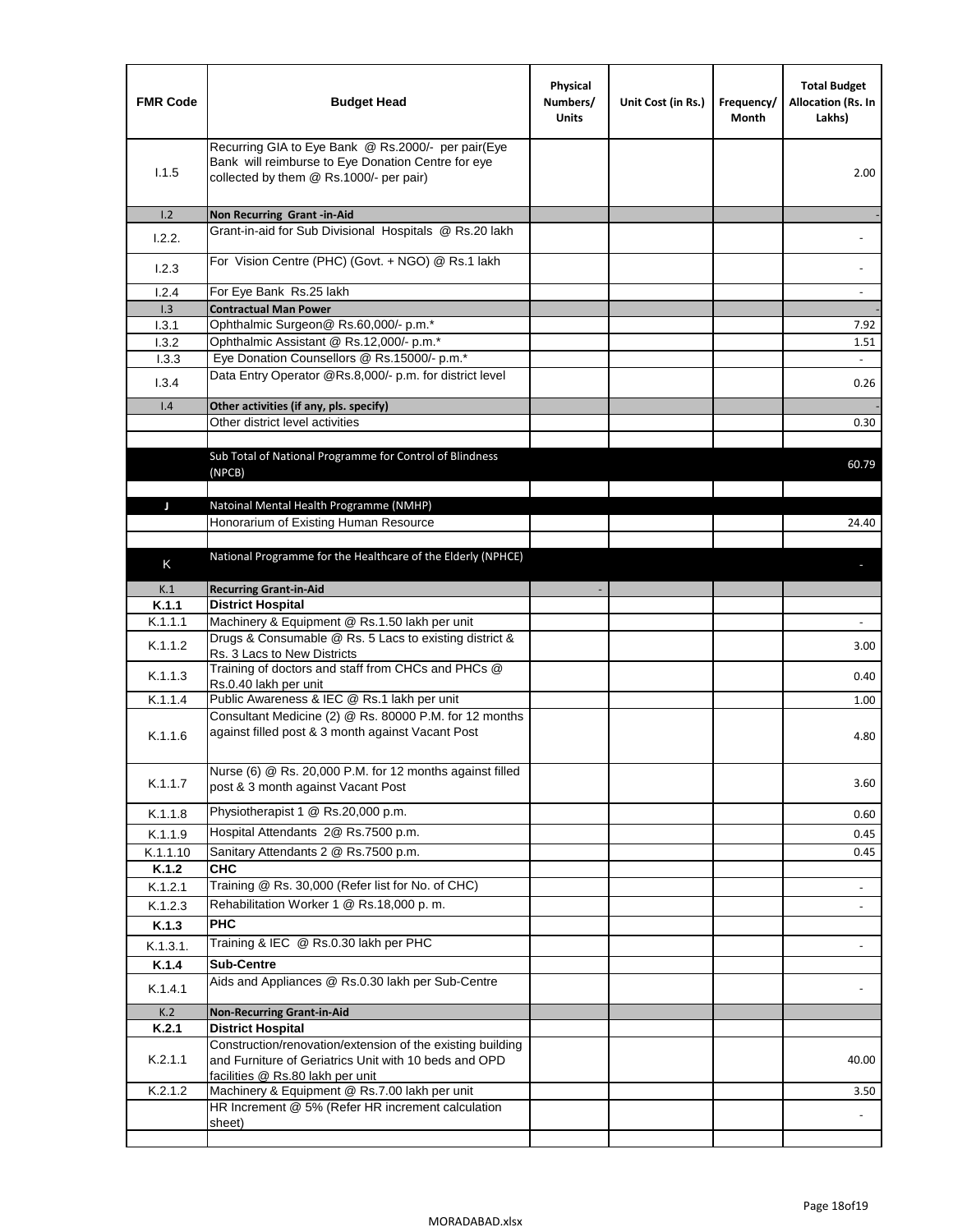| FMR Code | Budget Head | Physical Numbers/ Units | Unit Cost (in Rs.) | Frequency/ Month | Total Budget Allocation (Rs. In Lakhs) |
|---|---|---|---|---|---|
| I.1.5 | Recurring GIA to Eye Bank @ Rs.2000/- per pair(Eye Bank will reimburse to Eye Donation Centre for eye collected by them @ Rs.1000/- per pair) | | | | 2.00 |
| I.2 | **Non Recurring Grant -in-Aid** | | | | - |
| I.2.2. | Grant-in-aid for Sub Divisional Hospitals @ Rs.20 lakh | | | | - |
| I.2.3 | For Vision Centre (PHC) (Govt. + NGO) @ Rs.1 lakh | | | | - |
| I.2.4 | For Eye Bank Rs.25 lakh | | | | - |
| I.3 | **Contractual Man Power** | | | | - |
| I.3.1 | Ophthalmic Surgeon@ Rs.60,000/- p.m.* | | | | 7.92 |
| I.3.2 | Ophthalmic Assistant @ Rs.12,000/- p.m.* | | | | 1.51 |
| I.3.3 | Eye Donation Counsellors @ Rs.15000/- p.m.* | | | | - |
| I.3.4 | Data Entry Operator @Rs.8,000/- p.m. for district level | | | | 0.26 |
| I.4 | **Other activities (if any, pls. specify)** | | | | - |
| | Other district level activities | | | | 0.30 |
| | | | | | |
| | Sub Total of National Programme for Control of Blindness (NPCB) | | | | 60.79 |
| | | | | | |
| J | Natoinal Mental Health Programme (NMHP) | | | | |
| | Honorarium of Existing Human Resource | | | | 24.40 |
| | | | | | |
| K | National Programme for the Healthcare of the Elderly (NPHCE) | | | | - |
| K.1 | **Recurring Grant-in-Aid** | - | | | |
| **K.1.1** | **District Hospital** | | | | |
| K.1.1.1 | Machinery & Equipment @ Rs.1.50 lakh per unit | | | | - |
| K.1.1.2 | Drugs & Consumable @ Rs. 5 Lacs to existing district & Rs. 3 Lacs to New Districts | | | | 3.00 |
| K.1.1.3 | Training of doctors and staff from CHCs and PHCs @ Rs.0.40 lakh per unit | | | | 0.40 |
| K.1.1.4 | Public Awareness & IEC @ Rs.1 lakh per unit | | | | 1.00 |
| K.1.1.6 | Consultant Medicine (2) @ Rs. 80000 P.M. for 12 months against filled post & 3 month against Vacant Post | | | | 4.80 |
| K.1.1.7 | Nurse (6) @ Rs. 20,000 P.M. for 12 months against filled post & 3 month against Vacant Post | | | | 3.60 |
| K.1.1.8 | Physiotherapist 1 @ Rs.20,000 p.m. | | | | 0.60 |
| K.1.1.9 | Hospital Attendants 2@ Rs.7500 p.m. | | | | 0.45 |
| K.1.1.10 | Sanitary Attendants 2 @ Rs.7500 p.m. | | | | 0.45 |
| **K.1.2** | **CHC** | | | | |
| K.1.2.1 | Training @ Rs. 30,000 (Refer list for No. of CHC) | | | | - |
| K.1.2.3 | Rehabilitation Worker 1 @ Rs.18,000 p. m. | | | | - |
| **K.1.3** | **PHC** | | | | |
| K.1.3.1. | Training & IEC @ Rs.0.30 lakh per PHC | | | | - |
| **K.1.4** | **Sub-Centre** | | | | |
| K.1.4.1 | Aids and Appliances @ Rs.0.30 lakh per Sub-Centre | | | | - |
| K.2 | **Non-Recurring Grant-in-Aid** | | | | |
| **K.2.1** | **District Hospital** | | | | |
| K.2.1.1 | Construction/renovation/extension of the existing building and Furniture of Geriatrics Unit with 10 beds and OPD facilities @ Rs.80 lakh per unit | | | | 40.00 |
| K.2.1.2 | Machinery & Equipment @ Rs.7.00 lakh per unit | | | | 3.50 |
| | HR Increment @ 5% (Refer HR increment calculation sheet) | | | | - |
| | | | | | |

MORADABAD.xlsx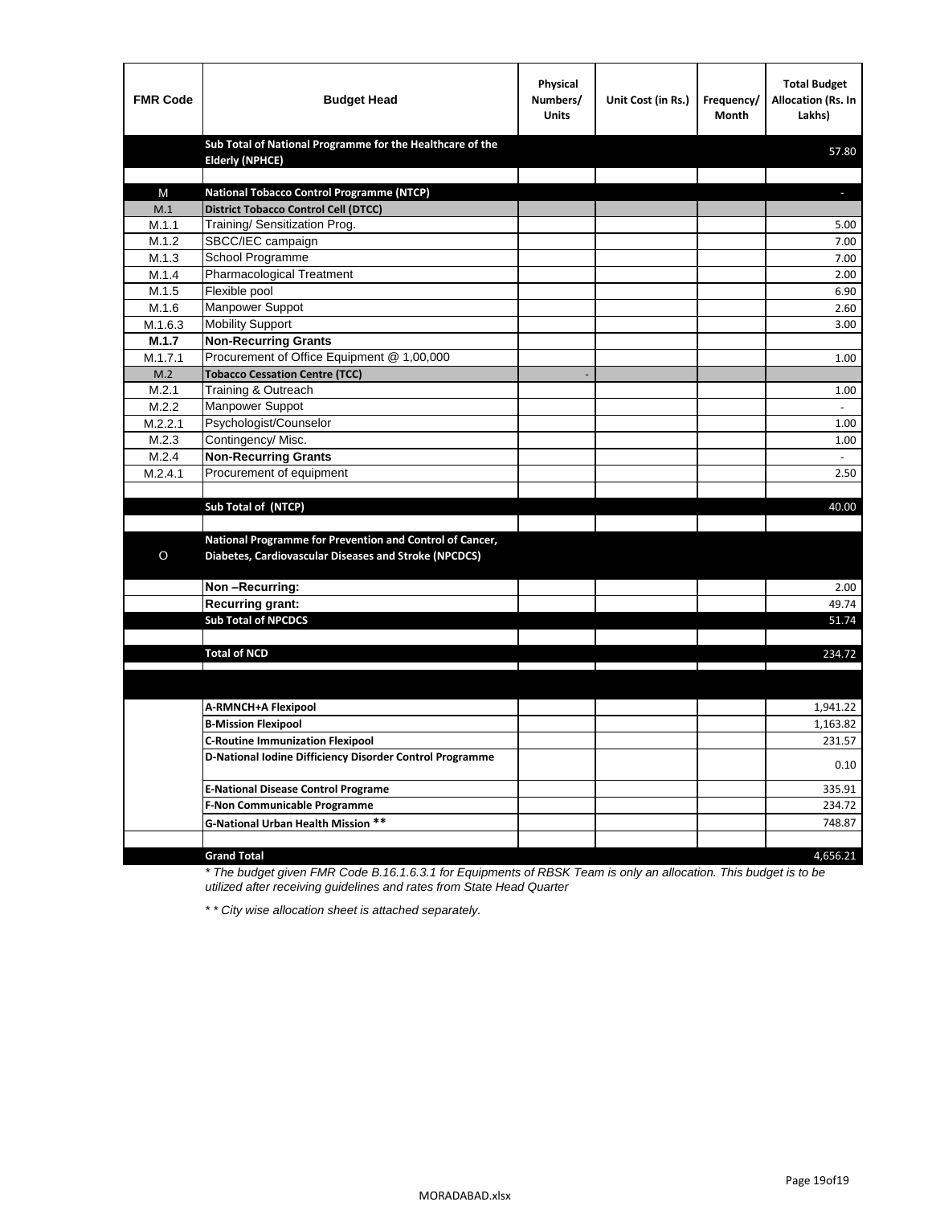| FMR Code | Budget Head | Physical Numbers/ Units | Unit Cost (in Rs.) | Frequency/ Month | Total Budget Allocation (Rs. In Lakhs) |
|---|---|---|---|---|---|
| | **Sub Total of National Programme for the Healthcare of the Elderly (NPHCE)** | | | | 57.80 |
| | | | | | |
| M | **National Tobacco Control Programme (NTCP)** | | | | - |
| M.1 | **District Tobacco Control Cell (DTCC)** | | | | |
| M.1.1 | Training/ Sensitization Prog. | | | | 5.00 |
| M.1.2 | SBCC/IEC campaign | | | | 7.00 |
| M.1.3 | School Programme | | | | 7.00 |
| M.1.4 | Pharmacological Treatment | | | | 2.00 |
| M.1.5 | Flexible pool | | | | 6.90 |
| M.1.6 | Manpower Suppot | | | | 2.60 |
| M.1.6.3 | Mobility Support | | | | 3.00 |
| **M.1.7** | **Non-Recurring Grants** | | | | |
| M.1.7.1 | Procurement of Office Equipment @ 1,00,000 | | | | 1.00 |
| M.2 | **Tobacco Cessation Centre (TCC)** | - | | | |
| M.2.1 | Training & Outreach | | | | 1.00 |
| M.2.2 | Manpower Suppot | | | | - |
| M.2.2.1 | Psychologist/Counselor | | | | 1.00 |
| M.2.3 | Contingency/ Misc. | | | | 1.00 |
| M.2.4 | **Non-Recurring Grants** | | | | - |
| M.2.4.1 | Procurement of equipment | | | | 2.50 |
| | | | | | |
| | **Sub Total of (NTCP)** | | | | 40.00 |
| | | | | | |
| O | **National Programme for Prevention and Control of Cancer, Diabetes, Cardiovascular Diseases and Stroke (NPCDCS)** | | | | |
| | **Non –Recurring:** | | | | 2.00 |
| | **Recurring grant:** | | | | 49.74 |
| | **Sub Total of NPCDCS** | | | | 51.74 |
| | | | | | |
| | **Total of NCD** | | | | 234.72 |
| | | | | | |
| | **A-RMNCH+A Flexipool** | | | | 1,941.22 |
| | **B-Mission Flexipool** | | | | 1,163.82 |
| | **C-Routine Immunization Flexipool** | | | | 231.57 |
| | **D-National Iodine Difficiency Disorder Control Programme** | | | | 0.10 |
| | **E-National Disease Control Programe** | | | | 335.91 |
| | **F-Non Communicable Programme** | | | | 234.72 |
| | **G-National Urban Health Mission \*\*** | | | | 748.87 |
| | | | | | |
| | **Grand Total** | | | | 4,656.21 |

*\* The budget given FMR Code B.16.1.6.3.1 for Equipments of RBSK Team is only an allocation. This budget is to be utilized after receiving guidelines and rates from State Head Quarter*

*\* \* City wise allocation sheet is attached separately.*

MORADABAD.xlsx